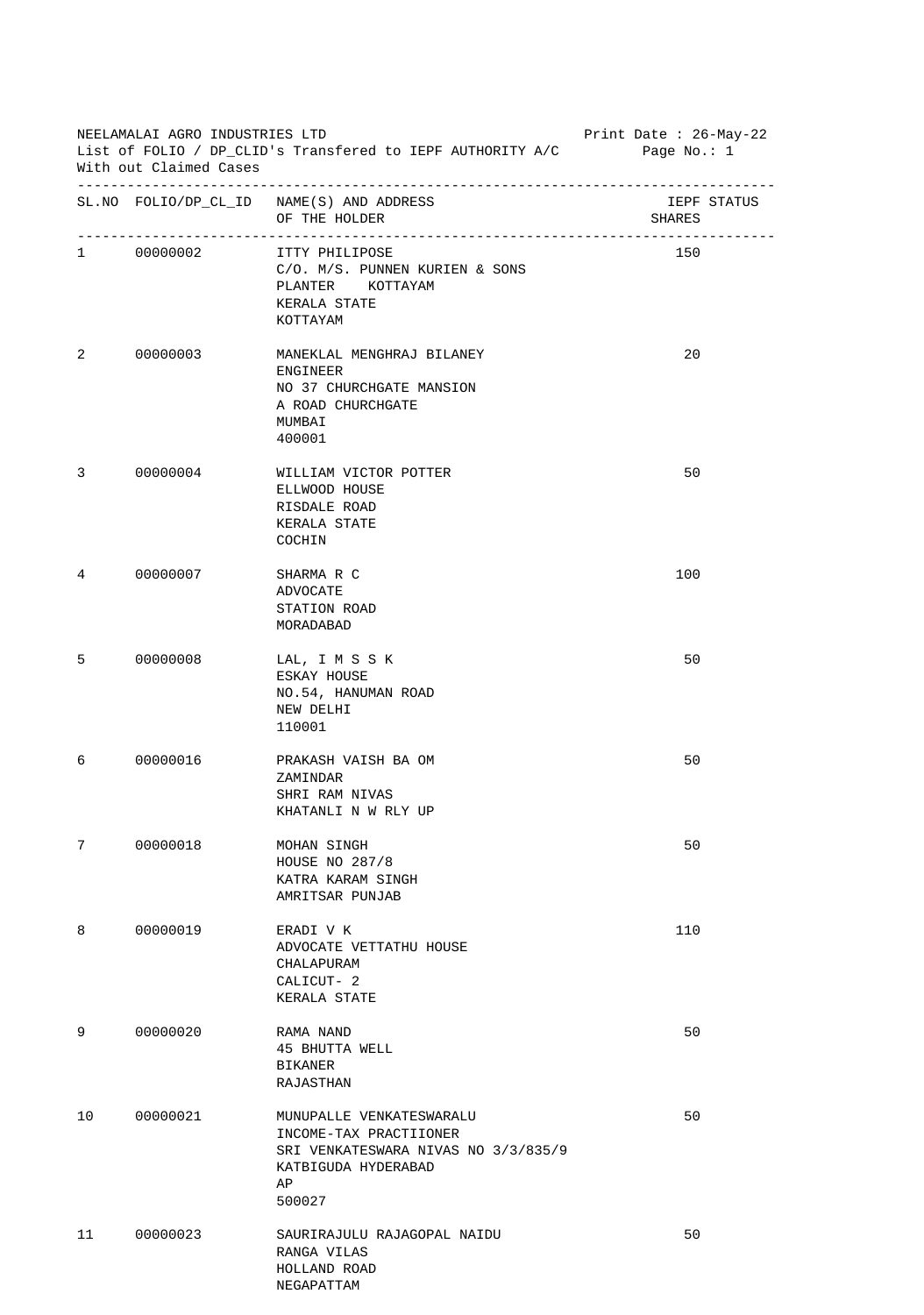NEELAMALAI AGRO INDUSTRIES LTD  
List of FOLIO / DP_CLID's Transfered to IEPF AUTHORITY A/C  
With out Claimed Cases

Print Date : 26-May-22

| SL.NO | FOLIO/DP_CL_ID | NAME(S) AND ADDRESS OF THE HOLDER | IEPF SHARES | STATUS |
|---|---|---|---|---|
| 1 | 00000002 | ITTY PHILIPOSE<br>C/O. M/S. PUNNEN KURIEN & SONS<br>PLANTER KOTTAYAM<br>KERALA STATE<br>KOTTAYAM | 150 | |
| 2 | 00000003 | MANEKLAL MENGHRAJ BILANEY<br>ENGINEER<br>NO 37 CHURCHGATE MANSION<br>A ROAD CHURCHGATE<br>MUMBAI<br>400001 | 20 | |
| 3 | 00000004 | WILLIAM VICTOR POTTER<br>ELLWOOD HOUSE<br>RISDALE ROAD<br>KERALA STATE<br>COCHIN | 50 | |
| 4 | 00000007 | SHARMA R C<br>ADVOCATE<br>STATION ROAD<br>MORADABAD | 100 | |
| 5 | 00000008 | LAL, I M S S K<br>ESKAY HOUSE<br>NO.54, HANUMAN ROAD<br>NEW DELHI<br>110001 | 50 | |
| 6 | 00000016 | PRAKASH VAISH BA OM<br>ZAMINDAR<br>SHRI RAM NIVAS<br>KHATANLI N W RLY UP | 50 | |
| 7 | 00000018 | MOHAN SINGH<br>HOUSE NO 287/8<br>KATRA KARAM SINGH<br>AMRITSAR PUNJAB | 50 | |
| 8 | 00000019 | ERADI V K<br>ADVOCATE VETTATHU HOUSE<br>CHALAPURAM<br>CALICUT- 2<br>KERALA STATE | 110 | |
| 9 | 00000020 | RAMA NAND<br>45 BHUTTA WELL<br>BIKANER<br>RAJASTHAN | 50 | |
| 10 | 00000021 | MUNUPALLE VENKATESWARALU<br>INCOME-TAX PRACTIIONER<br>SRI VENKATESWARA NIVAS NO 3/3/835/9<br>KATBIGUDA HYDERABAD<br>AP<br>500027 | 50 | |
| 11 | 00000023 | SAURIRAJULU RAJAGOPAL NAIDU<br>RANGA VILAS<br>HOLLAND ROAD<br>NEGAPATTAM | 50 | |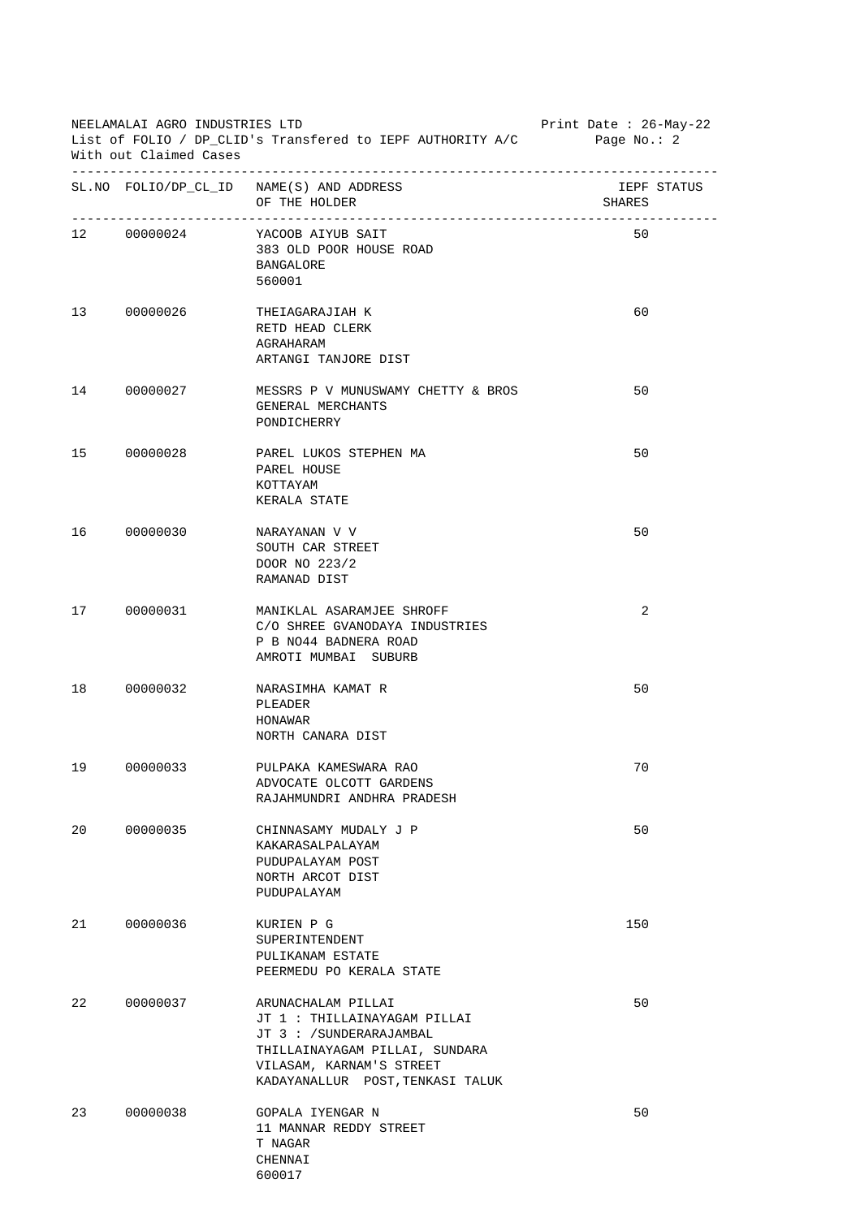NEELAMALAI AGRO INDUSTRIES LTD
List of FOLIO / DP_CLID's Transfered to IEPF AUTHORITY A/C
With out Claimed Cases

Print Date : 26-May-22

| SL.NO | FOLIO/DP_CL_ID | NAME(S) AND ADDRESS OF THE HOLDER | IEPF STATUS SHARES |
|---|---|---|---|
| 12 | 00000024 | YACOOB AIYUB SAIT<br>383 OLD POOR HOUSE ROAD<br>BANGALORE<br>560001 | 50 |
| 13 | 00000026 | THEIAGARAJIAH K<br>RETD HEAD CLERK<br>AGRAHARAM<br>ARTANGI TANJORE DIST | 60 |
| 14 | 00000027 | MESSRS P V MUNUSWAMY CHETTY & BROS<br>GENERAL MERCHANTS<br>PONDICHERRY | 50 |
| 15 | 00000028 | PAREL LUKOS STEPHEN MA<br>PAREL HOUSE<br>KOTTAYAM<br>KERALA STATE | 50 |
| 16 | 00000030 | NARAYANAN V V<br>SOUTH CAR STREET<br>DOOR NO 223/2<br>RAMANAD DIST | 50 |
| 17 | 00000031 | MANIKLAL ASARAMJEE SHROFF<br>C/O SHREE GVANODAYA INDUSTRIES<br>P B NO44 BADNERA ROAD<br>AMROTI MUMBAI SUBURB | 2 |
| 18 | 00000032 | NARASIMHA KAMAT R<br>PLEADER<br>HONAWAR<br>NORTH CANARA DIST | 50 |
| 19 | 00000033 | PULPAKA KAMESWARA RAO<br>ADVOCATE OLCOTT GARDENS<br>RAJAHMUNDRI ANDHRA PRADESH | 70 |
| 20 | 00000035 | CHINNASAMY MUDALY J P<br>KAKARASALPALAYAM<br>PUDUPALAYAM POST<br>NORTH ARCOT DIST<br>PUDUPALAYAM | 50 |
| 21 | 00000036 | KURIEN P G<br>SUPERINTENDENT<br>PULIKANAM ESTATE<br>PEERMEDU PO KERALA STATE | 150 |
| 22 | 00000037 | ARUNACHALAM PILLAI<br>JT 1 : THILLAINAYAGAM PILLAI<br>JT 3 : /SUNDERARAJAMBAL<br>THILLAINAYAGAM PILLAI, SUNDARA<br>VILASAM, KARNAM'S STREET<br>KADAYANALLUR POST,TENKASI TALUK | 50 |
| 23 | 00000038 | GOPALA IYENGAR N<br>11 MANNAR REDDY STREET<br>T NAGAR<br>CHENNAI<br>600017 | 50 |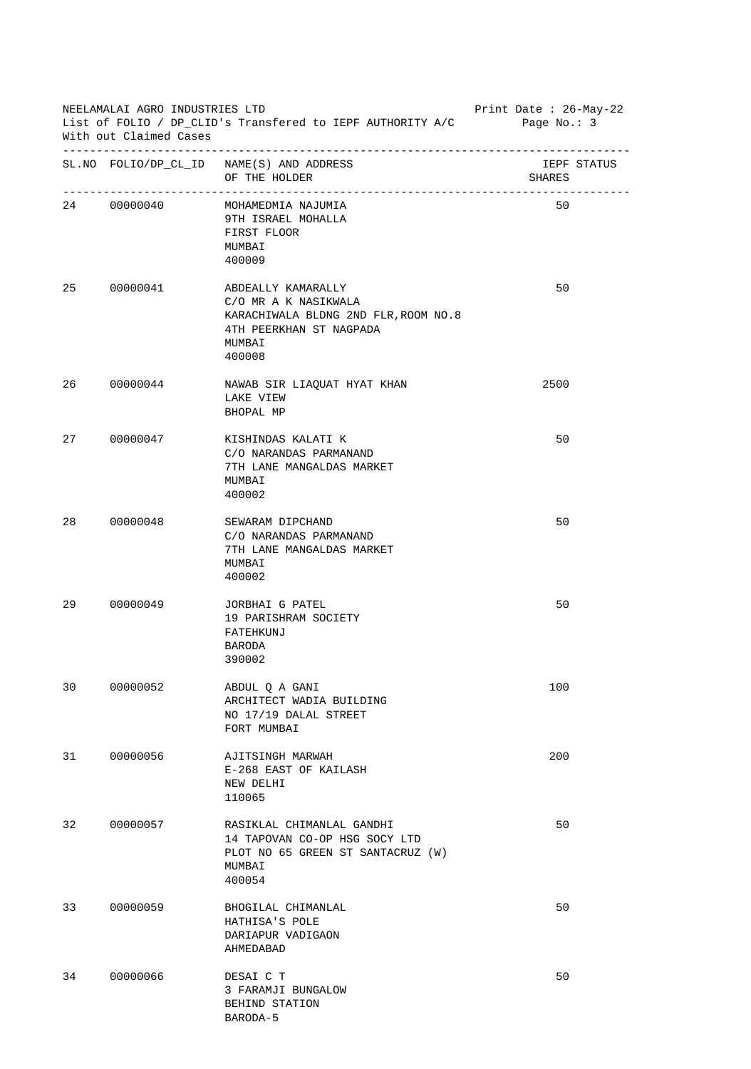NEELAMALAI AGRO INDUSTRIES LTD
List of FOLIO / DP_CLID's Transfered to IEPF AUTHORITY A/C
With out Claimed Cases

Print Date : 26-May-22

| SL.NO | FOLIO/DP_CL_ID | NAME(S) AND ADDRESS OF THE HOLDER | IEPF STATUS SHARES |
|---|---|---|---|
| 24 | 00000040 | MOHAMEDMIA NAJUMIA<br>9TH ISRAEL MOHALLA<br>FIRST FLOOR<br>MUMBAI<br>400009 | 50 |
| 25 | 00000041 | ABDEALLY KAMARALLY<br>C/O MR A K NASIKWALA<br>KARACHIWALA BLDNG 2ND FLR,ROOM NO.8<br>4TH PEERKHAN ST NAGPADA<br>MUMBAI<br>400008 | 50 |
| 26 | 00000044 | NAWAB SIR LIAQUAT HYAT KHAN<br>LAKE VIEW<br>BHOPAL MP | 2500 |
| 27 | 00000047 | KISHINDAS KALATI K<br>C/O NARANDAS PARMANAND<br>7TH LANE MANGALDAS MARKET<br>MUMBAI<br>400002 | 50 |
| 28 | 00000048 | SEWARAM DIPCHAND<br>C/O NARANDAS PARMANAND<br>7TH LANE MANGALDAS MARKET<br>MUMBAI<br>400002 | 50 |
| 29 | 00000049 | JORBHAI G PATEL<br>19 PARISHRAM SOCIETY<br>FATEHKUNJ<br>BARODA<br>390002 | 50 |
| 30 | 00000052 | ABDUL Q A GANI<br>ARCHITECT WADIA BUILDING<br>NO 17/19 DALAL STREET<br>FORT MUMBAI | 100 |
| 31 | 00000056 | AJITSINGH MARWAH<br>E-268 EAST OF KAILASH<br>NEW DELHI<br>110065 | 200 |
| 32 | 00000057 | RASIKLAL CHIMANLAL GANDHI<br>14 TAPOVAN CO-OP HSG SOCY LTD<br>PLOT NO 65 GREEN ST SANTACRUZ (W)<br>MUMBAI<br>400054 | 50 |
| 33 | 00000059 | BHOGILAL CHIMANLAL<br>HATHISA'S POLE<br>DARIAPUR VADIGAON<br>AHMEDABAD | 50 |
| 34 | 00000066 | DESAI C T<br>3 FARAMJI BUNGALOW<br>BEHIND STATION<br>BARODA-5 | 50 |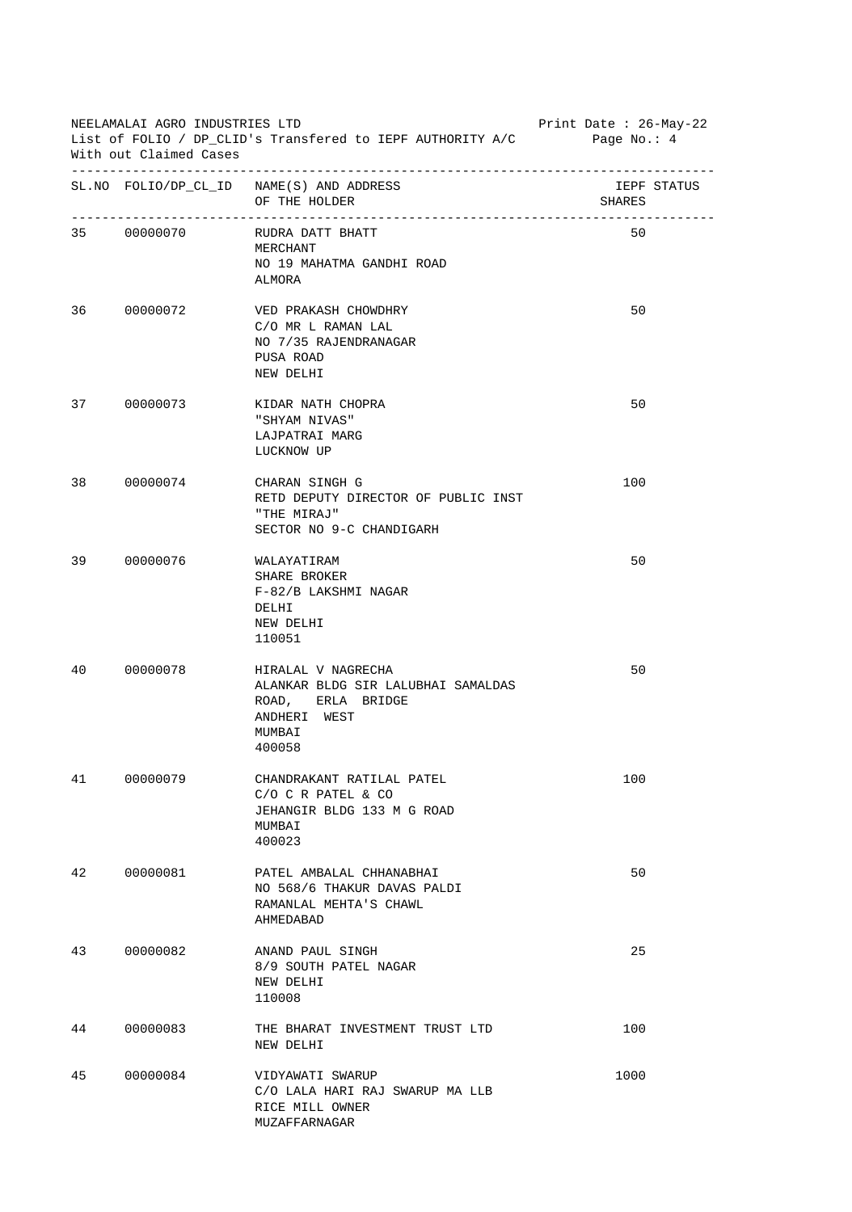NEELAMALAI AGRO INDUSTRIES LTD
List of FOLIO / DP_CLID's Transfered to IEPF AUTHORITY A/C
With out Claimed Cases

Print Date : 26-May-22

| SL.NO | FOLIO/DP_CL_ID | NAME(S) AND ADDRESS OF THE HOLDER | IEPF SHARES | STATUS |
|---|---|---|---|---|
| 35 | 00000070 | RUDRA DATT BHATT<br>MERCHANT<br>NO 19 MAHATMA GANDHI ROAD<br>ALMORA | 50 | |
| 36 | 00000072 | VED PRAKASH CHOWDHRY<br>C/O MR L RAMAN LAL<br>NO 7/35 RAJENDRANAGAR<br>PUSA ROAD<br>NEW DELHI | 50 | |
| 37 | 00000073 | KIDAR NATH CHOPRA<br>"SHYAM NIVAS"<br>LAJPATRAI MARG<br>LUCKNOW UP | 50 | |
| 38 | 00000074 | CHARAN SINGH G<br>RETD DEPUTY DIRECTOR OF PUBLIC INST<br>"THE MIRAJ"<br>SECTOR NO 9-C CHANDIGARH | 100 | |
| 39 | 00000076 | WALAYATIRAM<br>SHARE BROKER<br>F-82/B LAKSHMI NAGAR<br>DELHI<br>NEW DELHI<br>110051 | 50 | |
| 40 | 00000078 | HIRALAL V NAGRECHA<br>ALANKAR BLDG SIR LALUBHAI SAMALDAS<br>ROAD, ERLA BRIDGE<br>ANDHERI WEST<br>MUMBAI<br>400058 | 50 | |
| 41 | 00000079 | CHANDRAKANT RATILAL PATEL<br>C/O C R PATEL & CO<br>JEHANGIR BLDG 133 M G ROAD<br>MUMBAI<br>400023 | 100 | |
| 42 | 00000081 | PATEL AMBALAL CHHANABHAI<br>NO 568/6 THAKUR DAVAS PALDI<br>RAMANLAL MEHTA'S CHAWL<br>AHMEDABAD | 50 | |
| 43 | 00000082 | ANAND PAUL SINGH<br>8/9 SOUTH PATEL NAGAR<br>NEW DELHI<br>110008 | 25 | |
| 44 | 00000083 | THE BHARAT INVESTMENT TRUST LTD<br>NEW DELHI | 100 | |
| 45 | 00000084 | VIDYAWATI SWARUP<br>C/O LALA HARI RAJ SWARUP MA LLB<br>RICE MILL OWNER<br>MUZAFFARNAGAR | 1000 | |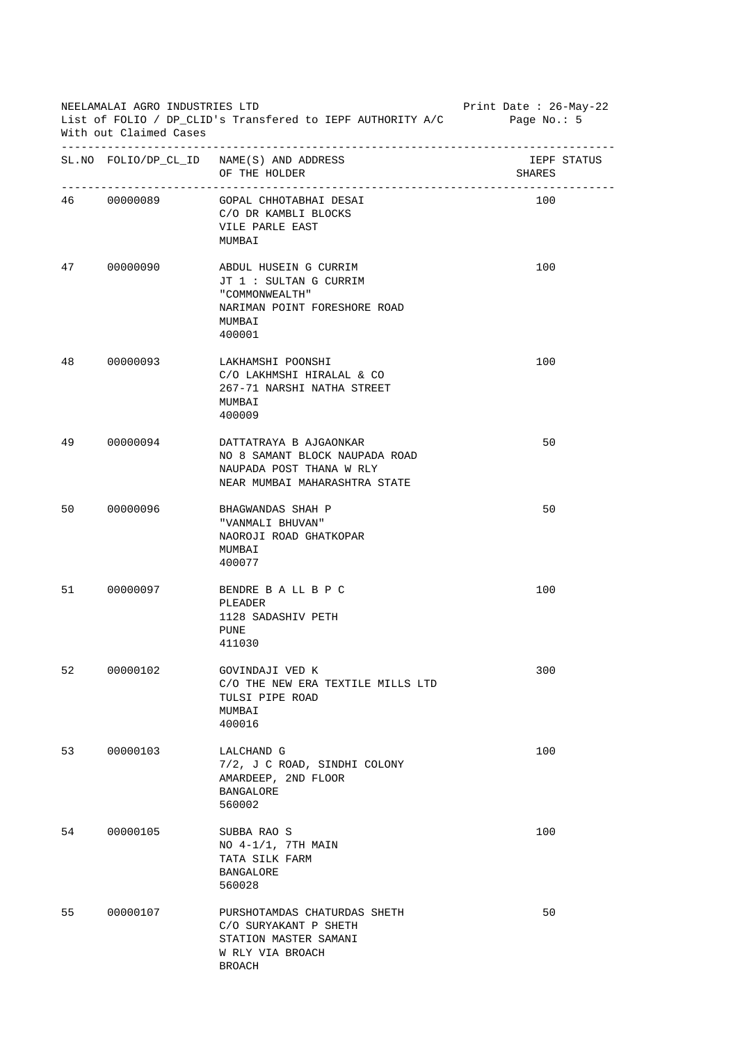NEELAMALAI AGRO INDUSTRIES LTD  Print Date : 26-May-22
List of FOLIO / DP_CLID's Transfered to IEPF AUTHORITY A/C  Page No.: 5
With out Claimed Cases

| SL.NO | FOLIO/DP_CL_ID | NAME(S) AND ADDRESS OF THE HOLDER | SHARES | IEPF STATUS |
|---|---|---|---|---|
| 46 | 00000089 | GOPAL CHHOTABHAI DESAI<br>C/O DR KAMBLI BLOCKS<br>VILE PARLE EAST<br>MUMBAI | 100 | |
| 47 | 00000090 | ABDUL HUSEIN G CURRIM<br>JT 1 : SULTAN G CURRIM<br>"COMMONWEALTH"<br>NARIMAN POINT FORESHORE ROAD<br>MUMBAI<br>400001 | 100 | |
| 48 | 00000093 | LAKHAMSHI POONSHI<br>C/O LAKHMSHI HIRALAL & CO<br>267-71 NARSHI NATHA STREET<br>MUMBAI<br>400009 | 100 | |
| 49 | 00000094 | DATTATRAYA B AJGAONKAR<br>NO 8 SAMANT BLOCK NAUPADA ROAD<br>NAUPADA POST THANA W RLY<br>NEAR MUMBAI MAHARASHTRA STATE | 50 | |
| 50 | 00000096 | BHAGWANDAS SHAH P<br>"VANMALI BHUVAN"<br>NAOROJI ROAD GHATKOPAR<br>MUMBAI<br>400077 | 50 | |
| 51 | 00000097 | BENDRE B A LL B P C<br>PLEADER<br>1128 SADASHIV PETH<br>PUNE<br>411030 | 100 | |
| 52 | 00000102 | GOVINDAJI VED K<br>C/O THE NEW ERA TEXTILE MILLS LTD<br>TULSI PIPE ROAD<br>MUMBAI<br>400016 | 300 | |
| 53 | 00000103 | LALCHAND G<br>7/2, J C ROAD, SINDHI COLONY<br>AMARDEEP, 2ND FLOOR<br>BANGALORE<br>560002 | 100 | |
| 54 | 00000105 | SUBBA RAO S<br>NO 4-1/1, 7TH MAIN<br>TATA SILK FARM<br>BANGALORE<br>560028 | 100 | |
| 55 | 00000107 | PURSHOTAMDAS CHATURDAS SHETH<br>C/O SURYAKANT P SHETH<br>STATION MASTER SAMANI<br>W RLY VIA BROACH<br>BROACH | 50 | |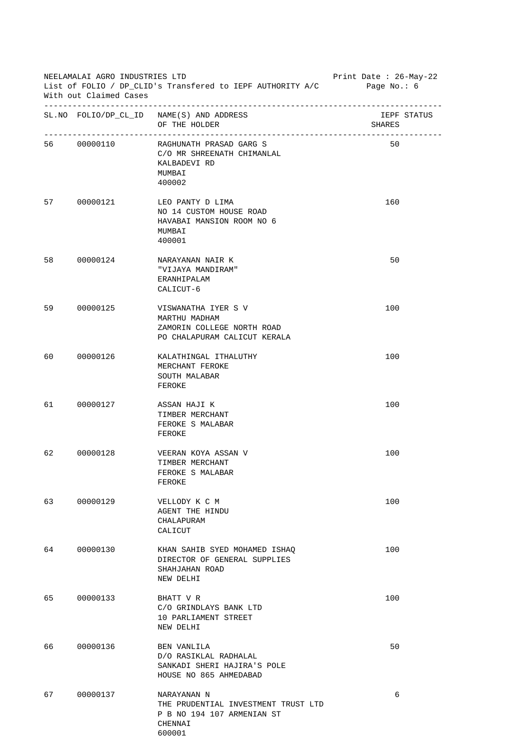NEELAMALAI AGRO INDUSTRIES LTD
List of FOLIO / DP_CLID's Transfered to IEPF AUTHORITY A/C
With out Claimed Cases

Print Date : 26-May-22

| SL.NO | FOLIO/DP_CL_ID | NAME(S) AND ADDRESS OF THE HOLDER | IEPF SHARES | STATUS |
|---|---|---|---|---|
| 56 | 00000110 | RAGHUNATH PRASAD GARG S<br>C/O MR SHREENATH CHIMANLAL<br>KALBADEVI RD<br>MUMBAI<br>400002 | 50 | |
| 57 | 00000121 | LEO PANTY D LIMA<br>NO 14 CUSTOM HOUSE ROAD<br>HAVABAI MANSION ROOM NO 6<br>MUMBAI<br>400001 | 160 | |
| 58 | 00000124 | NARAYANAN NAIR K<br>"VIJAYA MANDIRAM"<br>ERANHIPALAM<br>CALICUT-6 | 50 | |
| 59 | 00000125 | VISWANATHA IYER S V<br>MARTHU MADHAM<br>ZAMORIN COLLEGE NORTH ROAD<br>PO CHALAPURAM CALICUT KERALA | 100 | |
| 60 | 00000126 | KALATHINGAL ITHALUTHY<br>MERCHANT FEROKE<br>SOUTH MALABAR<br>FEROKE | 100 | |
| 61 | 00000127 | ASSAN HAJI K<br>TIMBER MERCHANT<br>FEROKE S MALABAR<br>FEROKE | 100 | |
| 62 | 00000128 | VEERAN KOYA ASSAN V<br>TIMBER MERCHANT<br>FEROKE S MALABAR<br>FEROKE | 100 | |
| 63 | 00000129 | VELLODY K C M<br>AGENT THE HINDU<br>CHALAPURAM<br>CALICUT | 100 | |
| 64 | 00000130 | KHAN SAHIB SYED MOHAMED ISHAQ<br>DIRECTOR OF GENERAL SUPPLIES<br>SHAHJAHAN ROAD<br>NEW DELHI | 100 | |
| 65 | 00000133 | BHATT V R<br>C/O GRINDLAYS BANK LTD<br>10 PARLIAMENT STREET<br>NEW DELHI | 100 | |
| 66 | 00000136 | BEN VANLILA<br>D/O RASIKLAL RADHALAL<br>SANKADI SHERI HAJIRA'S POLE<br>HOUSE NO 865 AHMEDABAD | 50 | |
| 67 | 00000137 | NARAYANAN N<br>THE PRUDENTIAL INVESTMENT TRUST LTD<br>P B NO 194 107 ARMENIAN ST<br>CHENNAI<br>600001 | 6 | |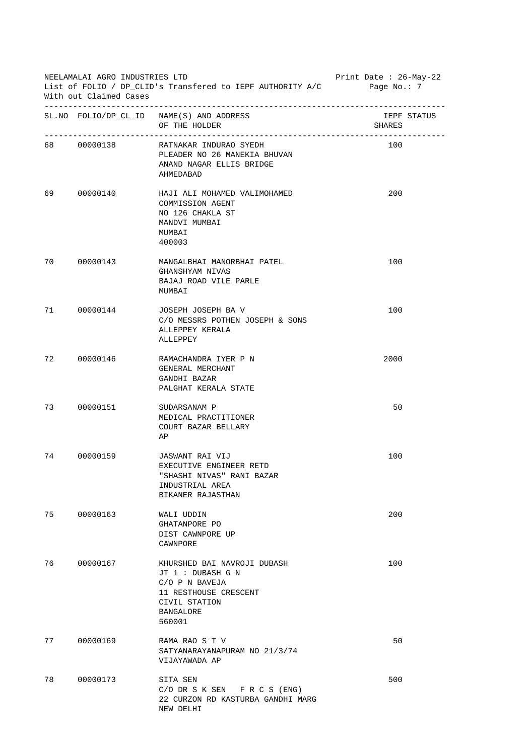NEELAMALAI AGRO INDUSTRIES LTD
List of FOLIO / DP_CLID's Transfered to IEPF AUTHORITY A/C
With out Claimed Cases

Print Date : 26-May-22

| SL.NO | FOLIO/DP_CL_ID | NAME(S) AND ADDRESS OF THE HOLDER | IEPF SHARES | STATUS |
|---|---|---|---|---|
| 68 | 00000138 | RATNAKAR INDURAO SYEDH<br>PLEADER NO 26 MANEKIA BHUVAN<br>ANAND NAGAR ELLIS BRIDGE<br>AHMEDABAD | 100 | |
| 69 | 00000140 | HAJI ALI MOHAMED VALIMOHAMED<br>COMMISSION AGENT<br>NO 126 CHAKLA ST<br>MANDVI MUMBAI<br>MUMBAI<br>400003 | 200 | |
| 70 | 00000143 | MANGALBHAI MANORBHAI PATEL<br>GHANSHYAM NIVAS<br>BAJAJ ROAD VILE PARLE<br>MUMBAI | 100 | |
| 71 | 00000144 | JOSEPH JOSEPH BA V<br>C/O MESSRS POTHEN JOSEPH & SONS<br>ALLEPPEY KERALA<br>ALLEPPEY | 100 | |
| 72 | 00000146 | RAMACHANDRA IYER P N<br>GENERAL MERCHANT<br>GANDHI BAZAR<br>PALGHAT KERALA STATE | 2000 | |
| 73 | 00000151 | SUDARSANAM P<br>MEDICAL PRACTITIONER<br>COURT BAZAR BELLARY<br>AP | 50 | |
| 74 | 00000159 | JASWANT RAI VIJ<br>EXECUTIVE ENGINEER RETD<br>"SHASHI NIVAS" RANI BAZAR<br>INDUSTRIAL AREA<br>BIKANER RAJASTHAN | 100 | |
| 75 | 00000163 | WALI UDDIN<br>GHATANPORE PO<br>DIST CAWNPORE UP<br>CAWNPORE | 200 | |
| 76 | 00000167 | KHURSHED BAI NAVROJI DUBASH<br>JT 1 : DUBASH G N<br>C/O P N BAVEJA<br>11 RESTHOUSE CRESCENT<br>CIVIL STATION<br>BANGALORE<br>560001 | 100 | |
| 77 | 00000169 | RAMA RAO S T V<br>SATYANARAYANAPURAM NO 21/3/74<br>VIJAYAWADA AP | 50 | |
| 78 | 00000173 | SITA SEN<br>C/O DR S K SEN F R C S (ENG)<br>22 CURZON RD KASTURBA GANDHI MARG<br>NEW DELHI | 500 | |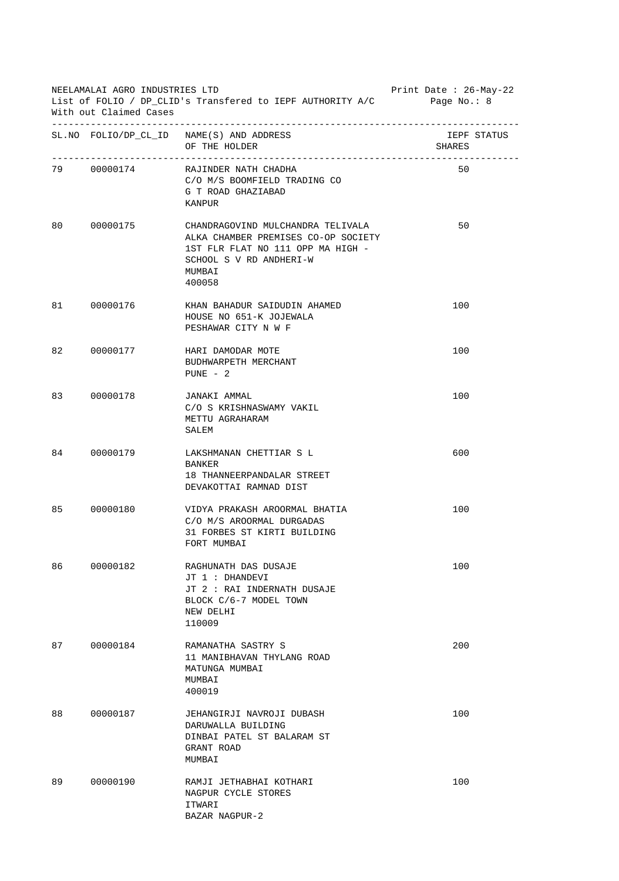NEELAMALAI AGRO INDUSTRIES LTD
List of FOLIO / DP_CLID's Transfered to IEPF AUTHORITY A/C
With out Claimed Cases

Print Date : 26-May-22

| SL.NO | FOLIO/DP_CL_ID | NAME(S) AND ADDRESS OF THE HOLDER | IEPF SHARES | STATUS |
|---|---|---|---|---|
| 79 | 00000174 | RAJINDER NATH CHADHA<br>C/O M/S BOOMFIELD TRADING CO<br>G T ROAD GHAZIABAD<br>KANPUR | 50 | |
| 80 | 00000175 | CHANDRAGOVIND MULCHANDRA TELIVALA<br>ALKA CHAMBER PREMISES CO-OP SOCIETY<br>1ST FLR FLAT NO 111 OPP MA HIGH -<br>SCHOOL S V RD ANDHERI-W<br>MUMBAI<br>400058 | 50 | |
| 81 | 00000176 | KHAN BAHADUR SAIDUDIN AHAMED<br>HOUSE NO 651-K JOJEWALA<br>PESHAWAR CITY N W F | 100 | |
| 82 | 00000177 | HARI DAMODAR MOTE<br>BUDHWARPETH MERCHANT<br>PUNE - 2 | 100 | |
| 83 | 00000178 | JANAKI AMMAL<br>C/O S KRISHNASWAMY VAKIL<br>METTU AGRAHARAM<br>SALEM | 100 | |
| 84 | 00000179 | LAKSHMANAN CHETTIAR S L<br>BANKER<br>18 THANNEERPANDALAR STREET<br>DEVAKOTTAI RAMNAD DIST | 600 | |
| 85 | 00000180 | VIDYA PRAKASH AROORMAL BHATIA<br>C/O M/S AROORMAL DURGADAS<br>31 FORBES ST KIRTI BUILDING<br>FORT MUMBAI | 100 | |
| 86 | 00000182 | RAGHUNATH DAS DUSAJE<br>JT 1 : DHANDEVI<br>JT 2 : RAI INDERNATH DUSAJE<br>BLOCK C/6-7 MODEL TOWN<br>NEW DELHI<br>110009 | 100 | |
| 87 | 00000184 | RAMANATHA SASTRY S<br>11 MANIBHAVAN THYLANG ROAD<br>MATUNGA MUMBAI<br>MUMBAI<br>400019 | 200 | |
| 88 | 00000187 | JEHANGIRJI NAVROJI DUBASH<br>DARUWALLA BUILDING<br>DINBAI PATEL ST BALARAM ST<br>GRANT ROAD<br>MUMBAI | 100 | |
| 89 | 00000190 | RAMJI JETHABHAI KOTHARI<br>NAGPUR CYCLE STORES<br>ITWARI<br>BAZAR NAGPUR-2 | 100 | |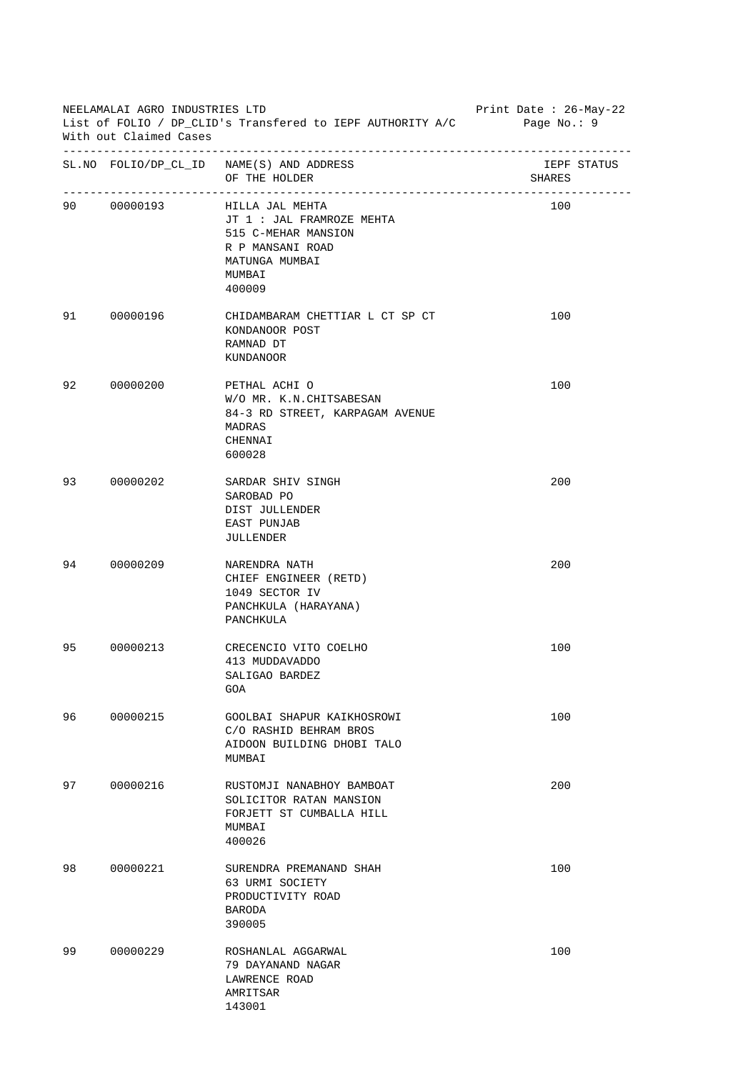NEELAMALAI AGRO INDUSTRIES LTD

List of FOLIO / DP_CLID's Transfered to IEPF AUTHORITY A/C

With out Claimed Cases

Print Date : 26-May-22

| SL.NO | FOLIO/DP_CL_ID | NAME(S) AND ADDRESS OF THE HOLDER | IEPF STATUS SHARES |
|---|---|---|---|
| 90 | 00000193 | HILLA JAL MEHTA<br>JT 1 : JAL FRAMROZE MEHTA<br>515 C-MEHAR MANSION<br>R P MANSANI ROAD<br>MATUNGA MUMBAI<br>MUMBAI<br>400009 | 100 |
| 91 | 00000196 | CHIDAMBARAM CHETTIAR L CT SP CT<br>KONDANOOR POST<br>RAMNAD DT<br>KUNDANOOR | 100 |
| 92 | 00000200 | PETHAL ACHI O<br>W/O MR. K.N.CHITSABESAN<br>84-3 RD STREET, KARPAGAM AVENUE<br>MADRAS<br>CHENNAI<br>600028 | 100 |
| 93 | 00000202 | SARDAR SHIV SINGH<br>SAROBAD PO<br>DIST JULLENDER<br>EAST PUNJAB<br>JULLENDER | 200 |
| 94 | 00000209 | NARENDRA NATH<br>CHIEF ENGINEER (RETD)<br>1049 SECTOR IV<br>PANCHKULA (HARAYANA)<br>PANCHKULA | 200 |
| 95 | 00000213 | CRECENCIO VITO COELHO<br>413 MUDDAVADDO<br>SALIGAO BARDEZ<br>GOA | 100 |
| 96 | 00000215 | GOOLBAI SHAPUR KAIKHOSROWI<br>C/O RASHID BEHRAM BROS<br>AIDOON BUILDING DHOBI TALO<br>MUMBAI | 100 |
| 97 | 00000216 | RUSTOMJI NANABHOY BAMBOAT<br>SOLICITOR RATAN MANSION<br>FORJETT ST CUMBALLA HILL<br>MUMBAI<br>400026 | 200 |
| 98 | 00000221 | SURENDRA PREMANAND SHAH<br>63 URMI SOCIETY<br>PRODUCTIVITY ROAD<br>BARODA<br>390005 | 100 |
| 99 | 00000229 | ROSHANLAL AGGARWAL<br>79 DAYANAND NAGAR<br>LAWRENCE ROAD<br>AMRITSAR<br>143001 | 100 |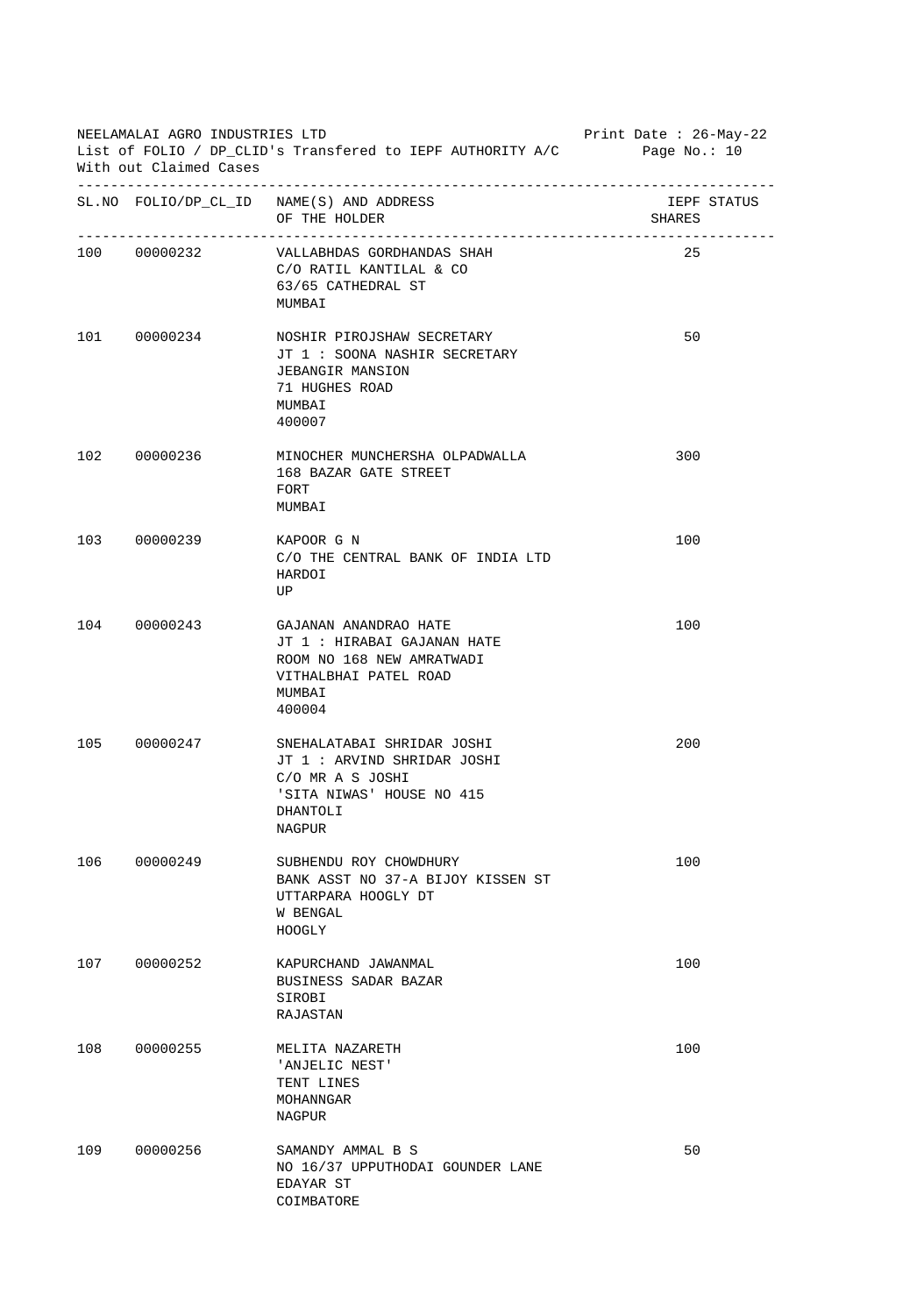NEELAMALAI AGRO INDUSTRIES LTD
List of FOLIO / DP_CLID's Transfered to IEPF AUTHORITY A/C
With out Claimed Cases

Print Date : 26-May-22

| SL.NO | FOLIO/DP_CL_ID | NAME(S) AND ADDRESS OF THE HOLDER | IEPF SHARES | STATUS |
|---|---|---|---|---|
| 100 | 00000232 | VALLABHDAS GORDHANDAS SHAH<br>C/O RATIL KANTILAL & CO<br>63/65 CATHEDRAL ST<br>MUMBAI | 25 | |
| 101 | 00000234 | NOSHIR PIROJSHAW SECRETARY<br>JT 1 : SOONA NASHIR SECRETARY<br>JEBANGIR MANSION<br>71 HUGHES ROAD<br>MUMBAI<br>400007 | 50 | |
| 102 | 00000236 | MINOCHER MUNCHERSHA OLPADWALLA<br>168 BAZAR GATE STREET<br>FORT<br>MUMBAI | 300 | |
| 103 | 00000239 | KAPOOR G N<br>C/O THE CENTRAL BANK OF INDIA LTD<br>HARDOI<br>UP | 100 | |
| 104 | 00000243 | GAJANAN ANANDRAO HATE<br>JT 1 : HIRABAI GAJANAN HATE<br>ROOM NO 168 NEW AMRATWADI<br>VITHALBHAI PATEL ROAD<br>MUMBAI<br>400004 | 100 | |
| 105 | 00000247 | SNEHALATABAI SHRIDAR JOSHI<br>JT 1 : ARVIND SHRIDAR JOSHI<br>C/O MR A S JOSHI<br>'SITA NIWAS' HOUSE NO 415<br>DHANTOLI<br>NAGPUR | 200 | |
| 106 | 00000249 | SUBHENDU ROY CHOWDHURY<br>BANK ASST NO 37-A BIJOY KISSEN ST<br>UTTARPARA HOOGLY DT<br>W BENGAL<br>HOOGLY | 100 | |
| 107 | 00000252 | KAPURCHAND JAWANMAL<br>BUSINESS SADAR BAZAR<br>SIROBI<br>RAJASTAN | 100 | |
| 108 | 00000255 | MELITA NAZARETH<br>'ANJELIC NEST'<br>TENT LINES<br>MOHANNGAR<br>NAGPUR | 100 | |
| 109 | 00000256 | SAMANDY AMMAL B S<br>NO 16/37 UPPUTHODAI GOUNDER LANE<br>EDAYAR ST<br>COIMBATORE | 50 | |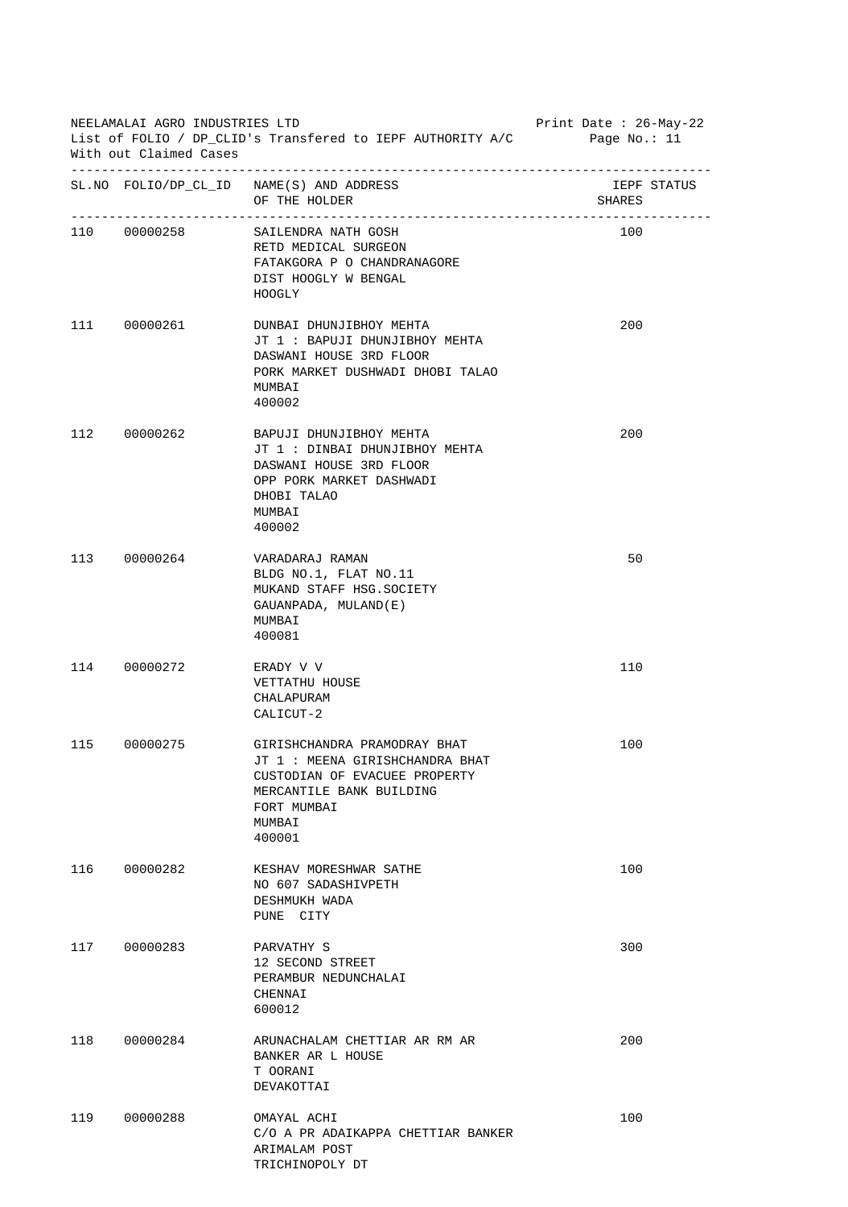NEELAMALAI AGRO INDUSTRIES LTD
List of FOLIO / DP_CLID's Transfered to IEPF AUTHORITY A/C
With out Claimed Cases

Print Date : 26-May-22

| SL.NO | FOLIO/DP_CL_ID | NAME(S) AND ADDRESS OF THE HOLDER | IEPF SHARES | STATUS |
|---|---|---|---|---|
| 110 | 00000258 | SAILENDRA NATH GOSH<br>RETD MEDICAL SURGEON<br>FATAKGORA P O CHANDRANAGORE<br>DIST HOOGLY W BENGAL<br>HOOGLY | 100 | |
| 111 | 00000261 | DUNBAI DHUNJIBHOY MEHTA<br>JT 1 : BAPUJI DHUNJIBHOY MEHTA<br>DASWANI HOUSE 3RD FLOOR<br>PORK MARKET DUSHWADI DHOBI TALAO<br>MUMBAI<br>400002 | 200 | |
| 112 | 00000262 | BAPUJI DHUNJIBHOY MEHTA<br>JT 1 : DINBAI DHUNJIBHOY MEHTA<br>DASWANI HOUSE 3RD FLOOR<br>OPP PORK MARKET DASHWADI<br>DHOBI TALAO<br>MUMBAI<br>400002 | 200 | |
| 113 | 00000264 | VARADARAJ RAMAN<br>BLDG NO.1, FLAT NO.11<br>MUKAND STAFF HSG.SOCIETY<br>GAUANPADA, MULAND(E)<br>MUMBAI<br>400081 | 50 | |
| 114 | 00000272 | ERADY V V<br>VETTATHU HOUSE<br>CHALAPURAM<br>CALICUT-2 | 110 | |
| 115 | 00000275 | GIRISHCHANDRA PRAMODRAY BHAT<br>JT 1 : MEENA GIRISHCHANDRA BHAT<br>CUSTODIAN OF EVACUEE PROPERTY<br>MERCANTILE BANK BUILDING<br>FORT MUMBAI<br>MUMBAI<br>400001 | 100 | |
| 116 | 00000282 | KESHAV MORESHWAR SATHE<br>NO 607 SADASHIVPETH<br>DESHMUKH WADA<br>PUNE CITY | 100 | |
| 117 | 00000283 | PARVATHY S<br>12 SECOND STREET<br>PERAMBUR NEDUNCHALAI<br>CHENNAI<br>600012 | 300 | |
| 118 | 00000284 | ARUNACHALAM CHETTIAR AR RM AR<br>BANKER AR L HOUSE<br>T OORANI<br>DEVAKOTTAI | 200 | |
| 119 | 00000288 | OMAYAL ACHI<br>C/O A PR ADAIKAPPA CHETTIAR BANKER<br>ARIMALAM POST<br>TRICHINOPOLY DT | 100 | |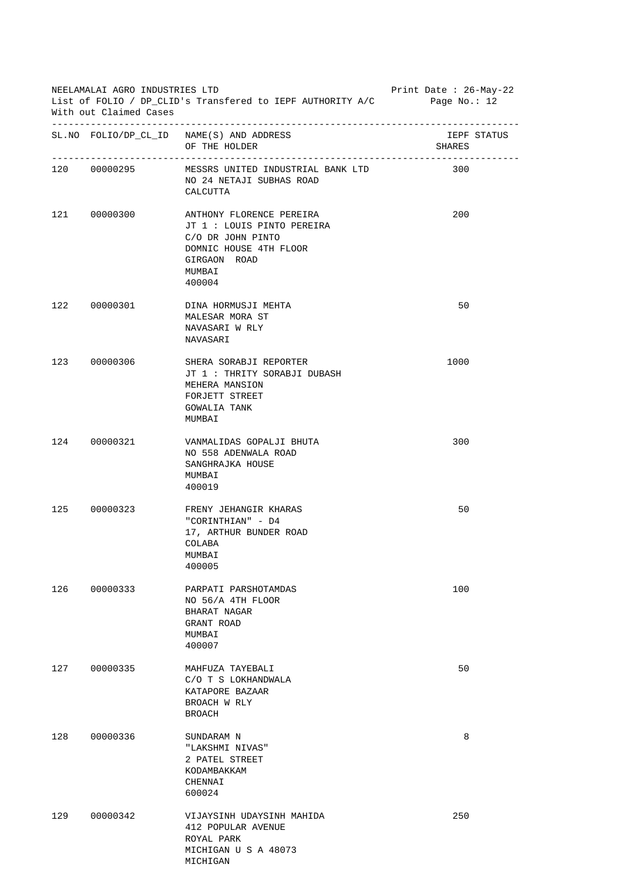NEELAMALAI AGRO INDUSTRIES LTD
List of FOLIO / DP_CLID's Transfered to IEPF AUTHORITY A/C
With out Claimed Cases

Print Date : 26-May-22

| SL.NO | FOLIO/DP_CL_ID | NAME(S) AND ADDRESS OF THE HOLDER | IEPF SHARES | STATUS |
|---|---|---|---|---|
| 120 | 00000295 | MESSRS UNITED INDUSTRIAL BANK LTD<br>NO 24 NETAJI SUBHAS ROAD<br>CALCUTTA | 300 | |
| 121 | 00000300 | ANTHONY FLORENCE PEREIRA<br>JT 1 : LOUIS PINTO PEREIRA<br>C/O DR JOHN PINTO<br>DOMNIC HOUSE 4TH FLOOR<br>GIRGAON ROAD<br>MUMBAI<br>400004 | 200 | |
| 122 | 00000301 | DINA HORMUSJI MEHTA<br>MALESAR MORA ST<br>NAVASARI W RLY<br>NAVASARI | 50 | |
| 123 | 00000306 | SHERA SORABJI REPORTER<br>JT 1 : THRITY SORABJI DUBASH<br>MEHERA MANSION<br>FORJETT STREET<br>GOWALIA TANK<br>MUMBAI | 1000 | |
| 124 | 00000321 | VANMALIDAS GOPALJI BHUTA<br>NO 558 ADENWALA ROAD<br>SANGHRAJKA HOUSE<br>MUMBAI<br>400019 | 300 | |
| 125 | 00000323 | FRENY JEHANGIR KHARAS<br>"CORINTHIAN" - D4<br>17, ARTHUR BUNDER ROAD<br>COLABA<br>MUMBAI<br>400005 | 50 | |
| 126 | 00000333 | PARPATI PARSHOTAMDAS<br>NO 56/A 4TH FLOOR<br>BHARAT NAGAR<br>GRANT ROAD<br>MUMBAI<br>400007 | 100 | |
| 127 | 00000335 | MAHFUZA TAYEBALI<br>C/O T S LOKHANDWALA<br>KATAPORE BAZAAR<br>BROACH W RLY<br>BROACH | 50 | |
| 128 | 00000336 | SUNDARAM N<br>"LAKSHMI NIVAS"<br>2 PATEL STREET<br>KODAMBAKKAM<br>CHENNAI<br>600024 | 8 | |
| 129 | 00000342 | VIJAYSINH UDAYSINH MAHIDA<br>412 POPULAR AVENUE<br>ROYAL PARK<br>MICHIGAN U S A 48073<br>MICHIGAN | 250 | |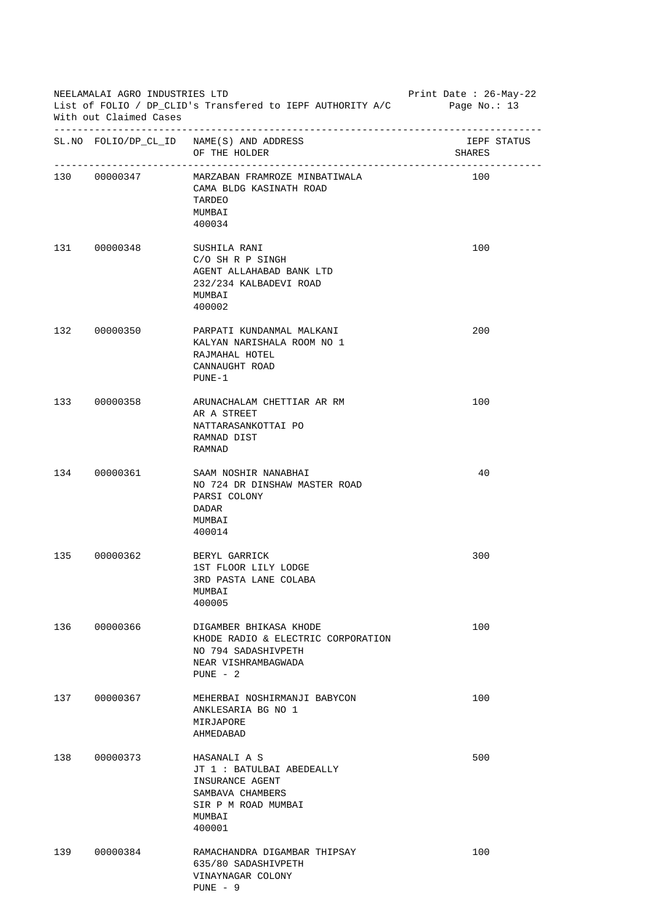NEELAMALAI AGRO INDUSTRIES LTD
List of FOLIO / DP_CLID's Transfered to IEPF AUTHORITY A/C
With out Claimed Cases

Print Date : 26-May-22

| SL.NO | FOLIO/DP_CL_ID | NAME(S) AND ADDRESS OF THE HOLDER | IEPF SHARES | STATUS |
|---|---|---|---|---|
| 130 | 00000347 | MARZABAN FRAMROZE MINBATIWALA<br>CAMA BLDG KASINATH ROAD<br>TARDEO<br>MUMBAI<br>400034 | 100 | |
| 131 | 00000348 | SUSHILA RANI<br>C/O SH R P SINGH<br>AGENT ALLAHABAD BANK LTD<br>232/234 KALBADEVI ROAD<br>MUMBAI<br>400002 | 100 | |
| 132 | 00000350 | PARPATI KUNDANMAL MALKANI<br>KALYAN NARISHALA ROOM NO 1<br>RAJMAHAL HOTEL<br>CANNAUGHT ROAD<br>PUNE-1 | 200 | |
| 133 | 00000358 | ARUNACHALAM CHETTIAR AR RM<br>AR A STREET<br>NATTARASANKOTTAI PO<br>RAMNAD DIST<br>RAMNAD | 100 | |
| 134 | 00000361 | SAAM NOSHIR NANABHAI<br>NO 724 DR DINSHAW MASTER ROAD<br>PARSI COLONY<br>DADAR<br>MUMBAI<br>400014 | 40 | |
| 135 | 00000362 | BERYL GARRICK<br>1ST FLOOR LILY LODGE<br>3RD PASTA LANE COLABA<br>MUMBAI<br>400005 | 300 | |
| 136 | 00000366 | DIGAMBER BHIKASA KHODE<br>KHODE RADIO & ELECTRIC CORPORATION<br>NO 794 SADASHIVPETH<br>NEAR VISHRAMBAGWADA<br>PUNE - 2 | 100 | |
| 137 | 00000367 | MEHERBAI NOSHIRMANJI BABYCON<br>ANKLESARIA BG NO 1<br>MIRJAPORE<br>AHMEDABAD | 100 | |
| 138 | 00000373 | HASANALI A S<br>JT 1 : BATULBAI ABEDEALLY<br>INSURANCE AGENT<br>SAMBAVA CHAMBERS<br>SIR P M ROAD MUMBAI<br>MUMBAI<br>400001 | 500 | |
| 139 | 00000384 | RAMACHANDRA DIGAMBAR THIPSAY<br>635/80 SADASHIVPETH<br>VINAYNAGAR COLONY<br>PUNE - 9 | 100 | |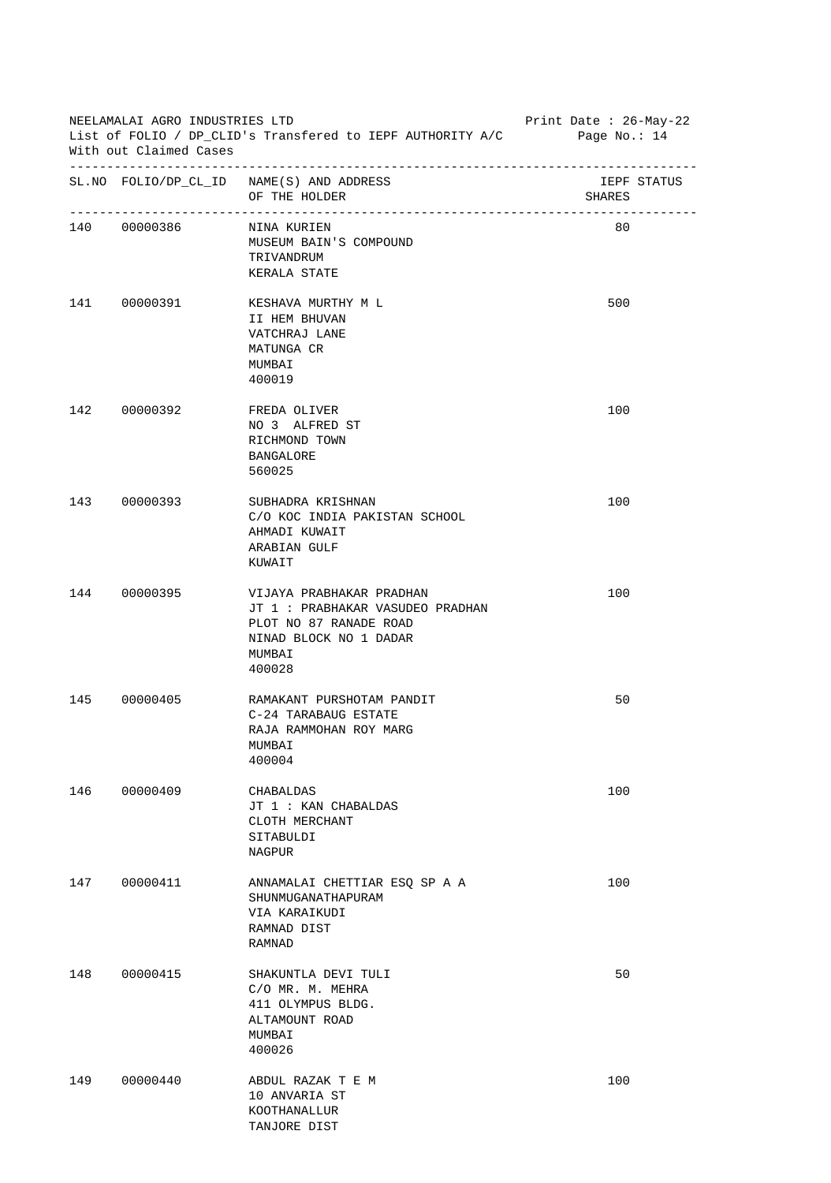NEELAMALAI AGRO INDUSTRIES LTD

List of FOLIO / DP_CLID's Transfered to IEPF AUTHORITY A/C

With out Claimed Cases

Print Date : 26-May-22

| SL.NO | FOLIO/DP_CL_ID | NAME(S) AND ADDRESS OF THE HOLDER | IEPF STATUS SHARES |
|---|---|---|---|
| 140 | 00000386 | NINA KURIEN<br>MUSEUM BAIN'S COMPOUND<br>TRIVANDRUM<br>KERALA STATE | 80 |
| 141 | 00000391 | KESHAVA MURTHY M L<br>II HEM BHUVAN<br>VATCHRAJ LANE<br>MATUNGA CR<br>MUMBAI<br>400019 | 500 |
| 142 | 00000392 | FREDA OLIVER<br>NO 3 ALFRED ST<br>RICHMOND TOWN<br>BANGALORE<br>560025 | 100 |
| 143 | 00000393 | SUBHADRA KRISHNAN<br>C/O KOC INDIA PAKISTAN SCHOOL<br>AHMADI KUWAIT<br>ARABIAN GULF<br>KUWAIT | 100 |
| 144 | 00000395 | VIJAYA PRABHAKAR PRADHAN<br>JT 1 : PRABHAKAR VASUDEO PRADHAN<br>PLOT NO 87 RANADE ROAD<br>NINAD BLOCK NO 1 DADAR<br>MUMBAI<br>400028 | 100 |
| 145 | 00000405 | RAMAKANT PURSHOTAM PANDIT<br>C-24 TARABAUG ESTATE<br>RAJA RAMMOHAN ROY MARG<br>MUMBAI<br>400004 | 50 |
| 146 | 00000409 | CHABALDAS<br>JT 1 : KAN CHABALDAS<br>CLOTH MERCHANT<br>SITABULDI<br>NAGPUR | 100 |
| 147 | 00000411 | ANNAMALAI CHETTIAR ESQ SP A A<br>SHUNMUGANATHAPURAM<br>VIA KARAIKUDI<br>RAMNAD DIST<br>RAMNAD | 100 |
| 148 | 00000415 | SHAKUNTLA DEVI TULI<br>C/O MR. M. MEHRA<br>411 OLYMPUS BLDG.<br>ALTAMOUNT ROAD<br>MUMBAI<br>400026 | 50 |
| 149 | 00000440 | ABDUL RAZAK T E M<br>10 ANVARIA ST<br>KOOTHANALLUR<br>TANJORE DIST | 100 |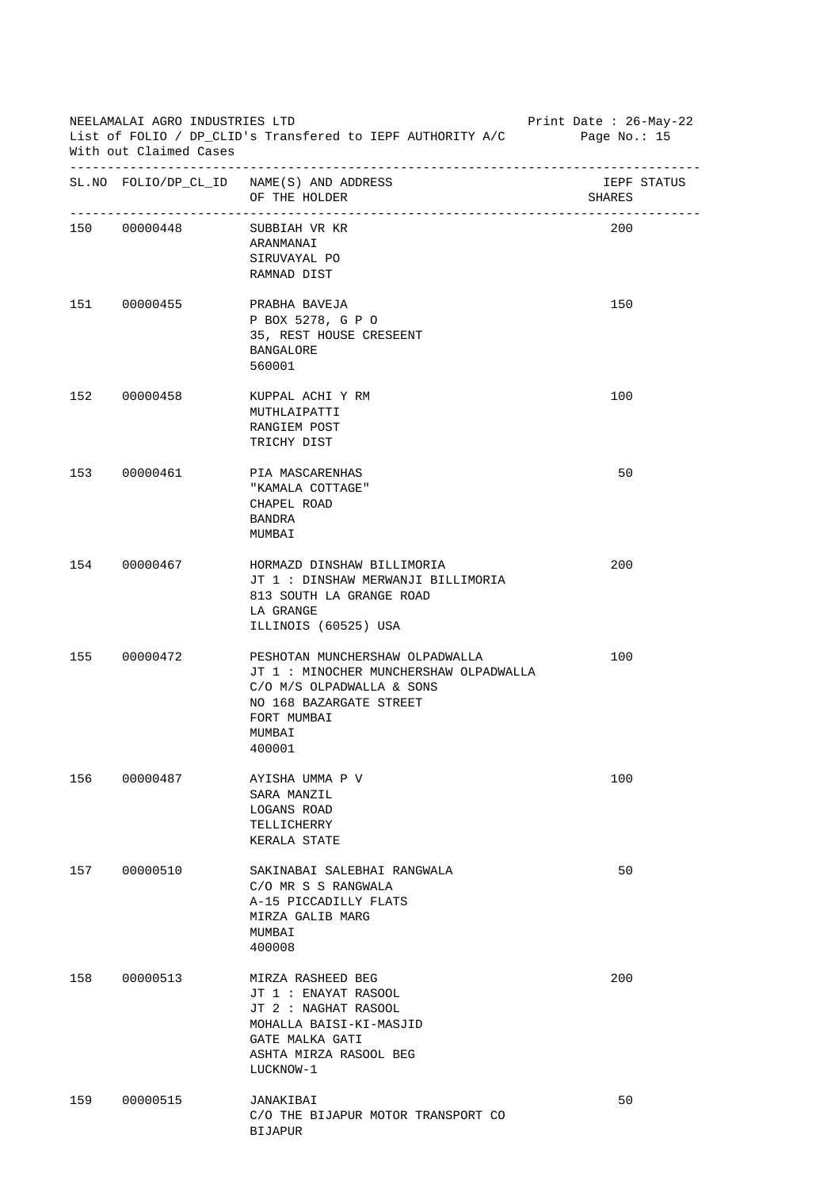NEELAMALAI AGRO INDUSTRIES LTD

List of FOLIO / DP_CLID's Transfered to IEPF AUTHORITY A/C

With out Claimed Cases

Print Date : 26-May-22

| SL.NO | FOLIO/DP_CL_ID | NAME(S) AND ADDRESS OF THE HOLDER | SHARES | IEPF STATUS |
|---|---|---|---|---|
| 150 | 00000448 | SUBBIAH VR KR<br>ARANMANAI<br>SIRUVAYAL PO<br>RAMNAD DIST | 200 | |
| 151 | 00000455 | PRABHA BAVEJA<br>P BOX 5278, G P O<br>35, REST HOUSE CRESEENT<br>BANGALORE<br>560001 | 150 | |
| 152 | 00000458 | KUPPAL ACHI Y RM<br>MUTHLAIPATTI<br>RANGIEM POST<br>TRICHY DIST | 100 | |
| 153 | 00000461 | PIA MASCARENHAS<br>"KAMALA COTTAGE"<br>CHAPEL ROAD<br>BANDRA<br>MUMBAI | 50 | |
| 154 | 00000467 | HORMAZD DINSHAW BILLIMORIA<br>JT 1 : DINSHAW MERWANJI BILLIMORIA<br>813 SOUTH LA GRANGE ROAD<br>LA GRANGE<br>ILLINOIS (60525) USA | 200 | |
| 155 | 00000472 | PESHOTAN MUNCHERSHAW OLPADWALLA<br>JT 1 : MINOCHER MUNCHERSHAW OLPADWALLA<br>C/O M/S OLPADWALLA & SONS<br>NO 168 BAZARGATE STREET<br>FORT MUMBAI<br>MUMBAI<br>400001 | 100 | |
| 156 | 00000487 | AYISHA UMMA P V<br>SARA MANZIL<br>LOGANS ROAD<br>TELLICHERRY<br>KERALA STATE | 100 | |
| 157 | 00000510 | SAKINABAI SALEBHAI RANGWALA<br>C/O MR S S RANGWALA<br>A-15 PICCADILLY FLATS<br>MIRZA GALIB MARG<br>MUMBAI<br>400008 | 50 | |
| 158 | 00000513 | MIRZA RASHEED BEG<br>JT 1 : ENAYAT RASOOL<br>JT 2 : NAGHAT RASOOL<br>MOHALLA BAISI-KI-MASJID<br>GATE MALKA GATI<br>ASHTA MIRZA RASOOL BEG<br>LUCKNOW-1 | 200 | |
| 159 | 00000515 | JANAKIBAI<br>C/O THE BIJAPUR MOTOR TRANSPORT CO<br>BIJAPUR | 50 | |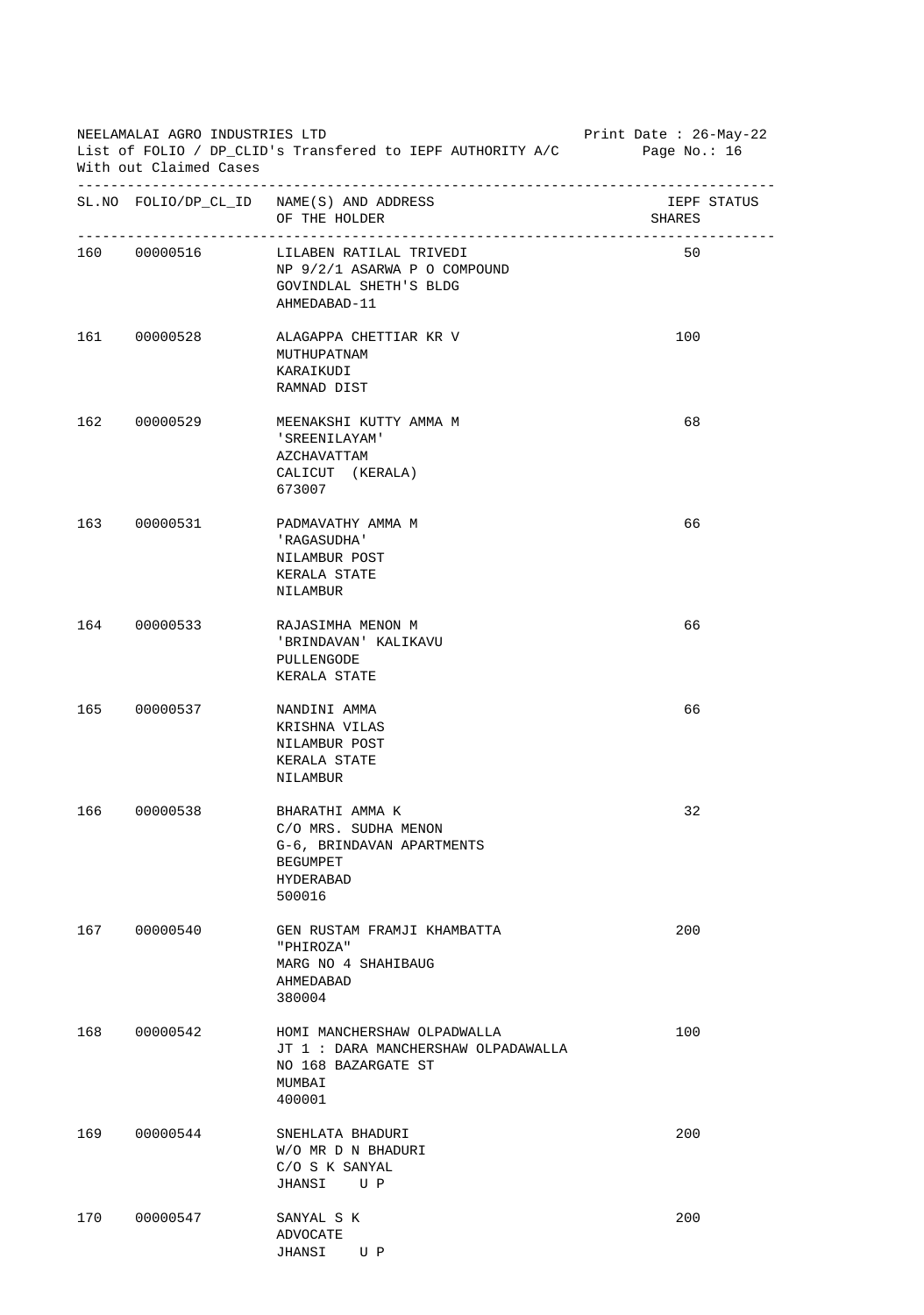NEELAMALAI AGRO INDUSTRIES LTD

List of FOLIO / DP_CLID's Transfered to IEPF AUTHORITY A/C

With out Claimed Cases

Print Date : 26-May-22

| SL.NO | FOLIO/DP_CL_ID | NAME(S) AND ADDRESS OF THE HOLDER | IEPF SHARES | STATUS |
|---|---|---|---|---|
| 160 | 00000516 | LILABEN RATILAL TRIVEDI<br>NP 9/2/1 ASARWA P O COMPOUND<br>GOVINDLAL SHETH'S BLDG<br>AHMEDABAD-11 | 50 | |
| 161 | 00000528 | ALAGAPPA CHETTIAR KR V<br>MUTHUPATNAM<br>KARAIKUDI<br>RAMNAD DIST | 100 | |
| 162 | 00000529 | MEENAKSHI KUTTY AMMA M<br>'SREENILAYAM'<br>AZCHAVATTAM<br>CALICUT (KERALA)<br>673007 | 68 | |
| 163 | 00000531 | PADMAVATHY AMMA M<br>'RAGASUDHA'<br>NILAMBUR POST<br>KERALA STATE<br>NILAMBUR | 66 | |
| 164 | 00000533 | RAJASIMHA MENON M<br>'BRINDAVAN' KALIKAVU<br>PULLENGODE<br>KERALA STATE | 66 | |
| 165 | 00000537 | NANDINI AMMA<br>KRISHNA VILAS<br>NILAMBUR POST<br>KERALA STATE<br>NILAMBUR | 66 | |
| 166 | 00000538 | BHARATHI AMMA K<br>C/O MRS. SUDHA MENON<br>G-6, BRINDAVAN APARTMENTS<br>BEGUMPET<br>HYDERABAD<br>500016 | 32 | |
| 167 | 00000540 | GEN RUSTAM FRAMJI KHAMBATTA<br>"PHIROZA"<br>MARG NO 4 SHAHIBAUG<br>AHMEDABAD<br>380004 | 200 | |
| 168 | 00000542 | HOMI MANCHERSHAW OLPADWALLA<br>JT 1 : DARA MANCHERSHAW OLPADAWALLA<br>NO 168 BAZARGATE ST<br>MUMBAI<br>400001 | 100 | |
| 169 | 00000544 | SNEHLATA BHADURI<br>W/O MR D N BHADURI<br>C/O S K SANYAL<br>JHANSI U P | 200 | |
| 170 | 00000547 | SANYAL S K<br>ADVOCATE<br>JHANSI U P | 200 | |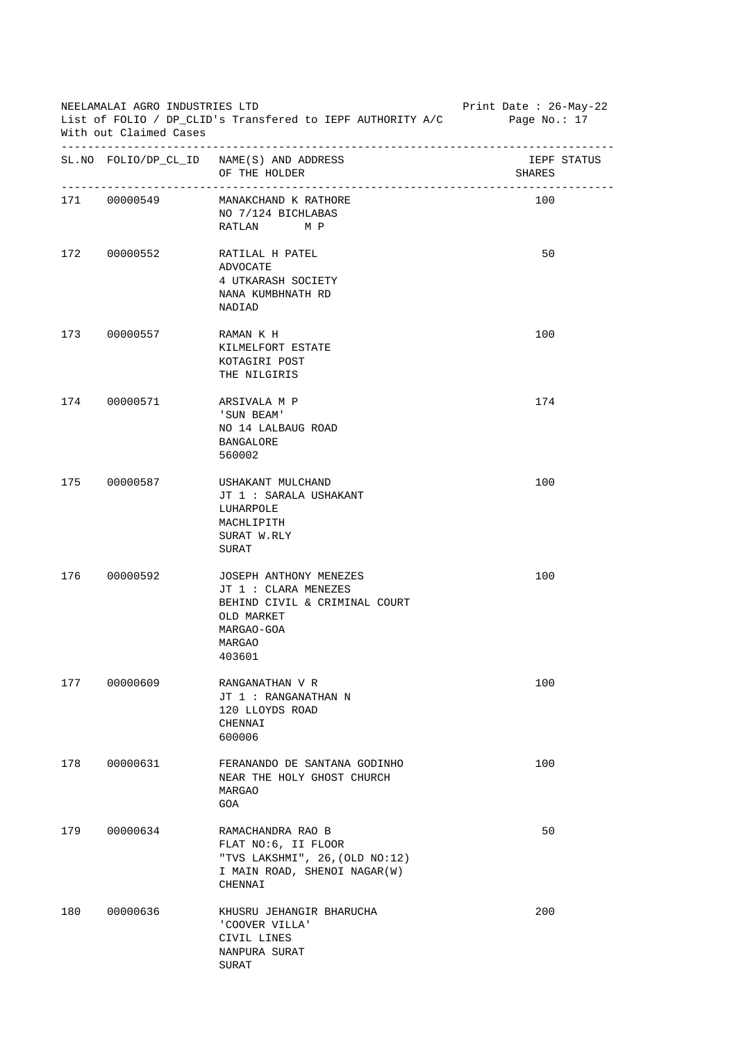NEELAMALAI AGRO INDUSTRIES LTD
List of FOLIO / DP_CLID's Transfered to IEPF AUTHORITY A/C With out Claimed Cases

Print Date : 26-May-22

| SL.NO | FOLIO/DP_CL_ID | NAME(S) AND ADDRESS OF THE HOLDER | IEPF STATUS SHARES |
|---|---|---|---|
| 171 | 00000549 | MANAKCHAND K RATHORE<br>NO 7/124 BICHLABAS<br>RATLAN M P | 100 |
| 172 | 00000552 | RATILAL H PATEL<br>ADVOCATE<br>4 UTKARASH SOCIETY<br>NANA KUMBHNATH RD<br>NADIAD | 50 |
| 173 | 00000557 | RAMAN K H<br>KILMELFORT ESTATE<br>KOTAGIRI POST<br>THE NILGIRIS | 100 |
| 174 | 00000571 | ARSIVALA M P<br>'SUN BEAM'<br>NO 14 LALBAUG ROAD<br>BANGALORE<br>560002 | 174 |
| 175 | 00000587 | USHAKANT MULCHAND<br>JT 1 : SARALA USHAKANT<br>LUHARPOLE<br>MACHLIPITH<br>SURAT W.RLY<br>SURAT | 100 |
| 176 | 00000592 | JOSEPH ANTHONY MENEZES<br>JT 1 : CLARA MENEZES<br>BEHIND CIVIL & CRIMINAL COURT<br>OLD MARKET<br>MARGAO-GOA<br>MARGAO<br>403601 | 100 |
| 177 | 00000609 | RANGANATHAN V R<br>JT 1 : RANGANATHAN N<br>120 LLOYDS ROAD<br>CHENNAI<br>600006 | 100 |
| 178 | 00000631 | FERANANDO DE SANTANA GODINHO<br>NEAR THE HOLY GHOST CHURCH<br>MARGAO<br>GOA | 100 |
| 179 | 00000634 | RAMACHANDRA RAO B<br>FLAT NO:6, II FLOOR<br>"TVS LAKSHMI", 26,(OLD NO:12)<br>I MAIN ROAD, SHENOI NAGAR(W)<br>CHENNAI | 50 |
| 180 | 00000636 | KHUSRU JEHANGIR BHARUCHA<br>'COOVER VILLA'<br>CIVIL LINES<br>NANPURA SURAT<br>SURAT | 200 |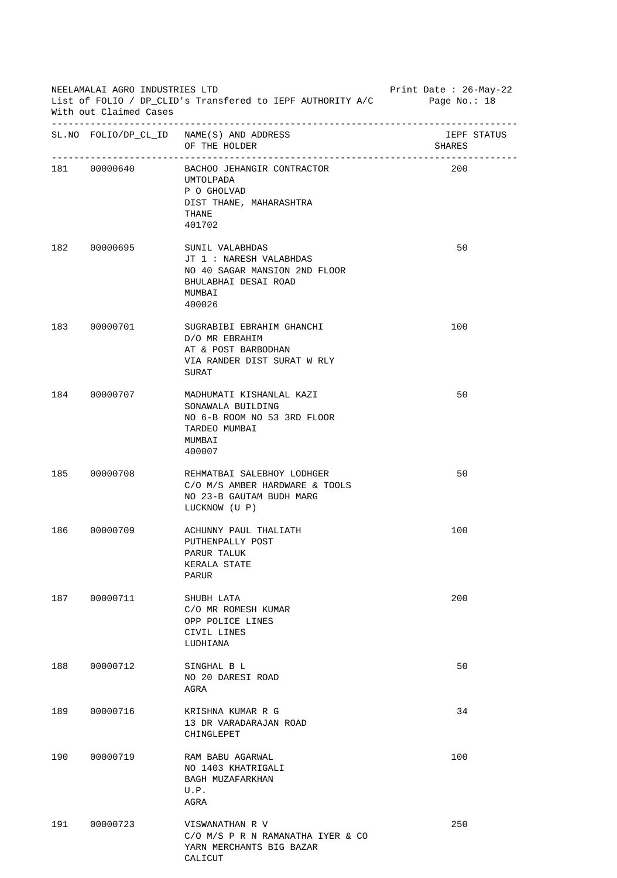NEELAMALAI AGRO INDUSTRIES LTD
List of FOLIO / DP_CLID's Transfered to IEPF AUTHORITY A/C
With out Claimed Cases

Print Date : 26-May-22
Page No.: 18

| SL.NO | FOLIO/DP_CL_ID | NAME(S) AND ADDRESS OF THE HOLDER | IEPF SHARES | STATUS |
|---|---|---|---|---|
| 181 | 00000640 | BACHOO JEHANGIR CONTRACTOR<br>UMTOLPADA<br>P O GHOLVAD<br>DIST THANE, MAHARASHTRA<br>THANE<br>401702 | 200 | |
| 182 | 00000695 | SUNIL VALABHDAS<br>JT 1 : NARESH VALABHDAS<br>NO 40 SAGAR MANSION 2ND FLOOR<br>BHULABHAI DESAI ROAD<br>MUMBAI<br>400026 | 50 | |
| 183 | 00000701 | SUGRABIBI EBRAHIM GHANCHI<br>D/O MR EBRAHIM<br>AT & POST BARBODHAN<br>VIA RANDER DIST SURAT W RLY<br>SURAT | 100 | |
| 184 | 00000707 | MADHUMATI KISHANLAL KAZI<br>SONAWALA BUILDING<br>NO 6-B ROOM NO 53 3RD FLOOR<br>TARDEO MUMBAI<br>MUMBAI<br>400007 | 50 | |
| 185 | 00000708 | REHMATBAI SALEBHOY LODHGER<br>C/O M/S AMBER HARDWARE & TOOLS<br>NO 23-B GAUTAM BUDH MARG<br>LUCKNOW (U P) | 50 | |
| 186 | 00000709 | ACHUNNY PAUL THALIATH<br>PUTHENPALLY POST<br>PARUR TALUK<br>KERALA STATE<br>PARUR | 100 | |
| 187 | 00000711 | SHUBH LATA<br>C/O MR ROMESH KUMAR<br>OPP POLICE LINES<br>CIVIL LINES<br>LUDHIANA | 200 | |
| 188 | 00000712 | SINGHAL B L<br>NO 20 DARESI ROAD<br>AGRA | 50 | |
| 189 | 00000716 | KRISHNA KUMAR R G<br>13 DR VARADARAJAN ROAD<br>CHINGLEPET | 34 | |
| 190 | 00000719 | RAM BABU AGARWAL<br>NO 1403 KHATRIGALI<br>BAGH MUZAFARKHAN<br>U.P.<br>AGRA | 100 | |
| 191 | 00000723 | VISWANATHAN R V<br>C/O M/S P R N RAMANATHA IYER & CO<br>YARN MERCHANTS BIG BAZAR<br>CALICUT | 250 | |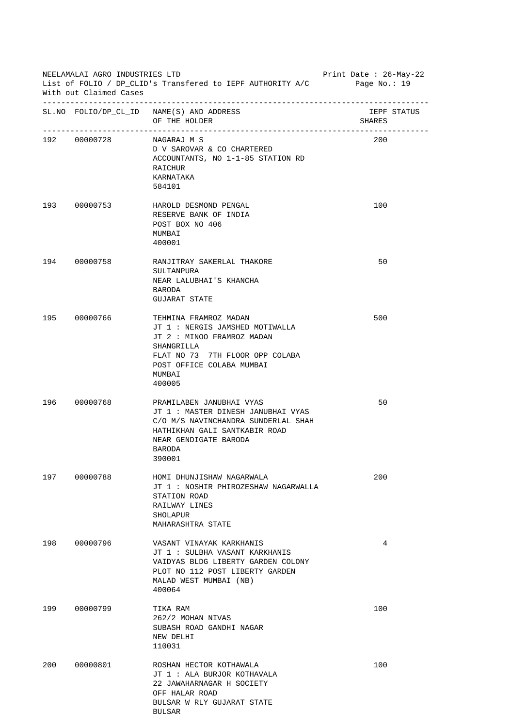NEELAMALAI AGRO INDUSTRIES LTD

List of FOLIO / DP_CLID's Transfered to IEPF AUTHORITY A/C

With out Claimed Cases

Print Date : 26-May-22

| SL.NO | FOLIO/DP_CL_ID | NAME(S) AND ADDRESS OF THE HOLDER | IEPF SHARES | STATUS |
|---|---|---|---|---|
| 192 | 00000728 | NAGARAJ M S<br>D V SAROVAR & CO CHARTERED<br>ACCOUNTANTS, NO 1-1-85 STATION RD<br>RAICHUR<br>KARNATAKA<br>584101 | 200 | |
| 193 | 00000753 | HAROLD DESMOND PENGAL<br>RESERVE BANK OF INDIA<br>POST BOX NO 406<br>MUMBAI<br>400001 | 100 | |
| 194 | 00000758 | RANJITRAY SAKERLAL THAKORE<br>SULTANPURA<br>NEAR LALUBHAI'S KHANCHA<br>BARODA<br>GUJARAT STATE | 50 | |
| 195 | 00000766 | TEHMINA FRAMROZ MADAN<br>JT 1 : NERGIS JAMSHED MOTIWALLA<br>JT 2 : MINOO FRAMROZ MADAN<br>SHANGRILLA<br>FLAT NO 73 7TH FLOOR OPP COLABA<br>POST OFFICE COLABA MUMBAI<br>MUMBAI<br>400005 | 500 | |
| 196 | 00000768 | PRAMILABEN JANUBHAI VYAS<br>JT 1 : MASTER DINESH JANUBHAI VYAS<br>C/O M/S NAVINCHANDRA SUNDERLAL SHAH<br>HATHIKHAN GALI SANTKABIR ROAD<br>NEAR GENDIGATE BARODA<br>BARODA<br>390001 | 50 | |
| 197 | 00000788 | HOMI DHUNJISHAW NAGARWALA<br>JT 1 : NOSHIR PHIROZESHAW NAGARWALLA<br>STATION ROAD<br>RAILWAY LINES<br>SHOLAPUR<br>MAHARASHTRA STATE | 200 | |
| 198 | 00000796 | VASANT VINAYAK KARKHANIS<br>JT 1 : SULBHA VASANT KARKHANIS<br>VAIDYAS BLDG LIBERTY GARDEN COLONY<br>PLOT NO 112 POST LIBERTY GARDEN<br>MALAD WEST MUMBAI (NB)<br>400064 | 4 | |
| 199 | 00000799 | TIKA RAM<br>262/2 MOHAN NIVAS<br>SUBASH ROAD GANDHI NAGAR<br>NEW DELHI<br>110031 | 100 | |
| 200 | 00000801 | ROSHAN HECTOR KOTHAWALA<br>JT 1 : ALA BURJOR KOTHAVALA<br>22 JAWAHARNAGAR H SOCIETY<br>OFF HALAR ROAD<br>BULSAR W RLY GUJARAT STATE<br>BULSAR | 100 | |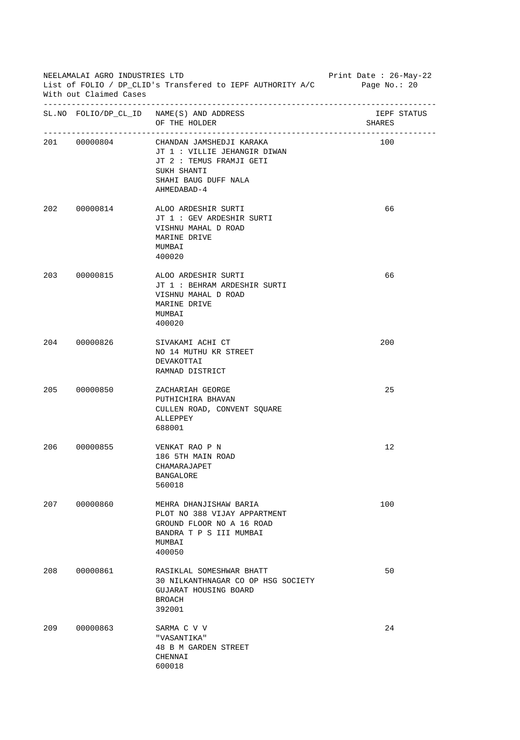NEELAMALAI AGRO INDUSTRIES LTD
List of FOLIO / DP_CLID's Transfered to IEPF AUTHORITY A/C
With out Claimed Cases

Print Date : 26-May-22

| SL.NO | FOLIO/DP_CL_ID | NAME(S) AND ADDRESS OF THE HOLDER | IEPF STATUS SHARES |
|---|---|---|---|
| 201 | 00000804 | CHANDAN JAMSHEDJI KARAKA<br>JT 1 : VILLIE JEHANGIR DIWAN<br>JT 2 : TEMUS FRAMJI GETI<br>SUKH SHANTI<br>SHAHI BAUG DUFF NALA<br>AHMEDABAD-4 | 100 |
| 202 | 00000814 | ALOO ARDESHIR SURTI<br>JT 1 : GEV ARDESHIR SURTI<br>VISHNU MAHAL D ROAD<br>MARINE DRIVE<br>MUMBAI<br>400020 | 66 |
| 203 | 00000815 | ALOO ARDESHIR SURTI<br>JT 1 : BEHRAM ARDESHIR SURTI<br>VISHNU MAHAL D ROAD<br>MARINE DRIVE<br>MUMBAI<br>400020 | 66 |
| 204 | 00000826 | SIVAKAMI ACHI CT<br>NO 14 MUTHU KR STREET<br>DEVAKOTTAI<br>RAMNAD DISTRICT | 200 |
| 205 | 00000850 | ZACHARIAH GEORGE<br>PUTHICHIRA BHAVAN<br>CULLEN ROAD, CONVENT SQUARE<br>ALLEPPEY<br>688001 | 25 |
| 206 | 00000855 | VENKAT RAO P N<br>186 5TH MAIN ROAD<br>CHAMARAJAPET<br>BANGALORE<br>560018 | 12 |
| 207 | 00000860 | MEHRA DHANJISHAW BARIA<br>PLOT NO 388 VIJAY APPARTMENT<br>GROUND FLOOR NO A 16 ROAD<br>BANDRA T P S III MUMBAI<br>MUMBAI<br>400050 | 100 |
| 208 | 00000861 | RASIKLAL SOMESHWAR BHATT<br>30 NILKANTHNAGAR CO OP HSG SOCIETY<br>GUJARAT HOUSING BOARD<br>BROACH<br>392001 | 50 |
| 209 | 00000863 | SARMA C V V<br>"VASANTIKA"<br>48 B M GARDEN STREET<br>CHENNAI<br>600018 | 24 |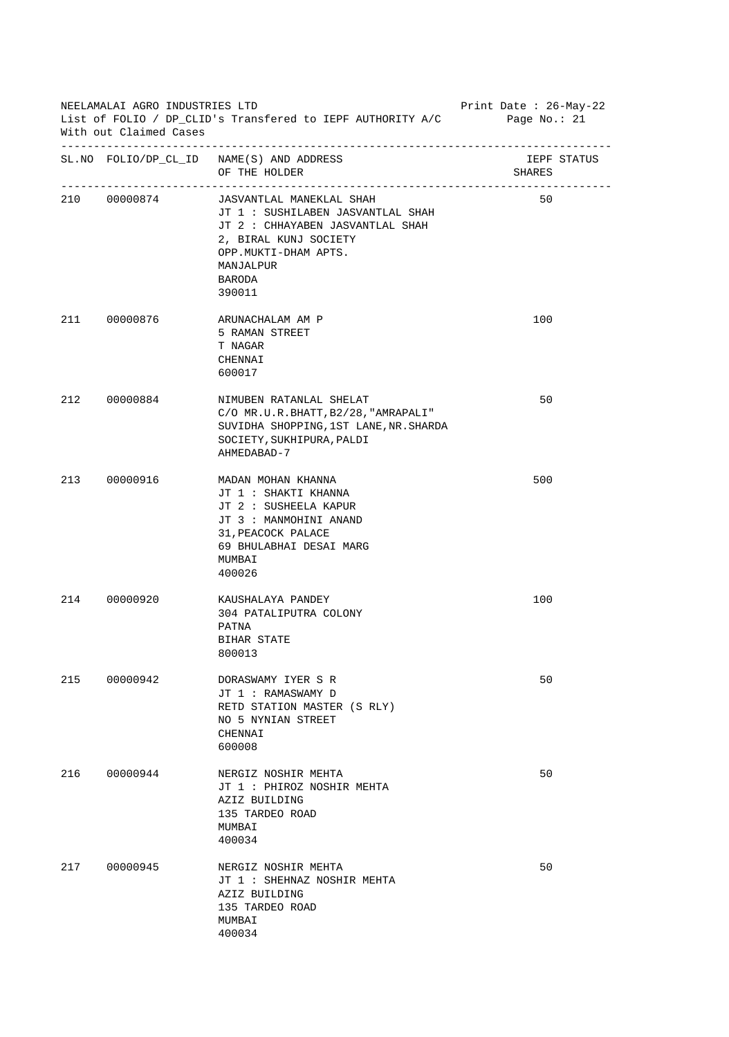NEELAMALAI AGRO INDUSTRIES LTD
List of FOLIO / DP_CLID's Transfered to IEPF AUTHORITY A/C
With out Claimed Cases

Print Date : 26-May-22

| SL.NO | FOLIO/DP_CL_ID | NAME(S) AND ADDRESS OF THE HOLDER | IEPF STATUS SHARES |
|---|---|---|---|
| 210 | 00000874 | JASVANTLAL MANEKLAL SHAH<br>JT 1 : SUSHILABEN JASVANTLAL SHAH<br>JT 2 : CHHAYABEN JASVANTLAL SHAH<br>2, BIRAL KUNJ SOCIETY<br>OPP.MUKTI-DHAM APTS.<br>MANJALPUR<br>BARODA<br>390011 | 50 |
| 211 | 00000876 | ARUNACHALAM AM P<br>5 RAMAN STREET<br>T NAGAR<br>CHENNAI<br>600017 | 100 |
| 212 | 00000884 | NIMUBEN RATANLAL SHELAT<br>C/O MR.U.R.BHATT,B2/28,"AMRAPALI"<br>SUVIDHA SHOPPING,1ST LANE,NR.SHARDA<br>SOCIETY,SUKHIPURA,PALDI<br>AHMEDABAD-7 | 50 |
| 213 | 00000916 | MADAN MOHAN KHANNA<br>JT 1 : SHAKTI KHANNA<br>JT 2 : SUSHEELA KAPUR<br>JT 3 : MANMOHINI ANAND<br>31,PEACOCK PALACE<br>69 BHULABHAI DESAI MARG<br>MUMBAI<br>400026 | 500 |
| 214 | 00000920 | KAUSHALAYA PANDEY<br>304 PATALIPUTRA COLONY<br>PATNA<br>BIHAR STATE<br>800013 | 100 |
| 215 | 00000942 | DORASWAMY IYER S R<br>JT 1 : RAMASWAMY D<br>RETD STATION MASTER (S RLY)<br>NO 5 NYNIAN STREET<br>CHENNAI<br>600008 | 50 |
| 216 | 00000944 | NERGIZ NOSHIR MEHTA<br>JT 1 : PHIROZ NOSHIR MEHTA<br>AZIZ BUILDING<br>135 TARDEO ROAD<br>MUMBAI<br>400034 | 50 |
| 217 | 00000945 | NERGIZ NOSHIR MEHTA<br>JT 1 : SHEHNAZ NOSHIR MEHTA<br>AZIZ BUILDING<br>135 TARDEO ROAD<br>MUMBAI<br>400034 | 50 |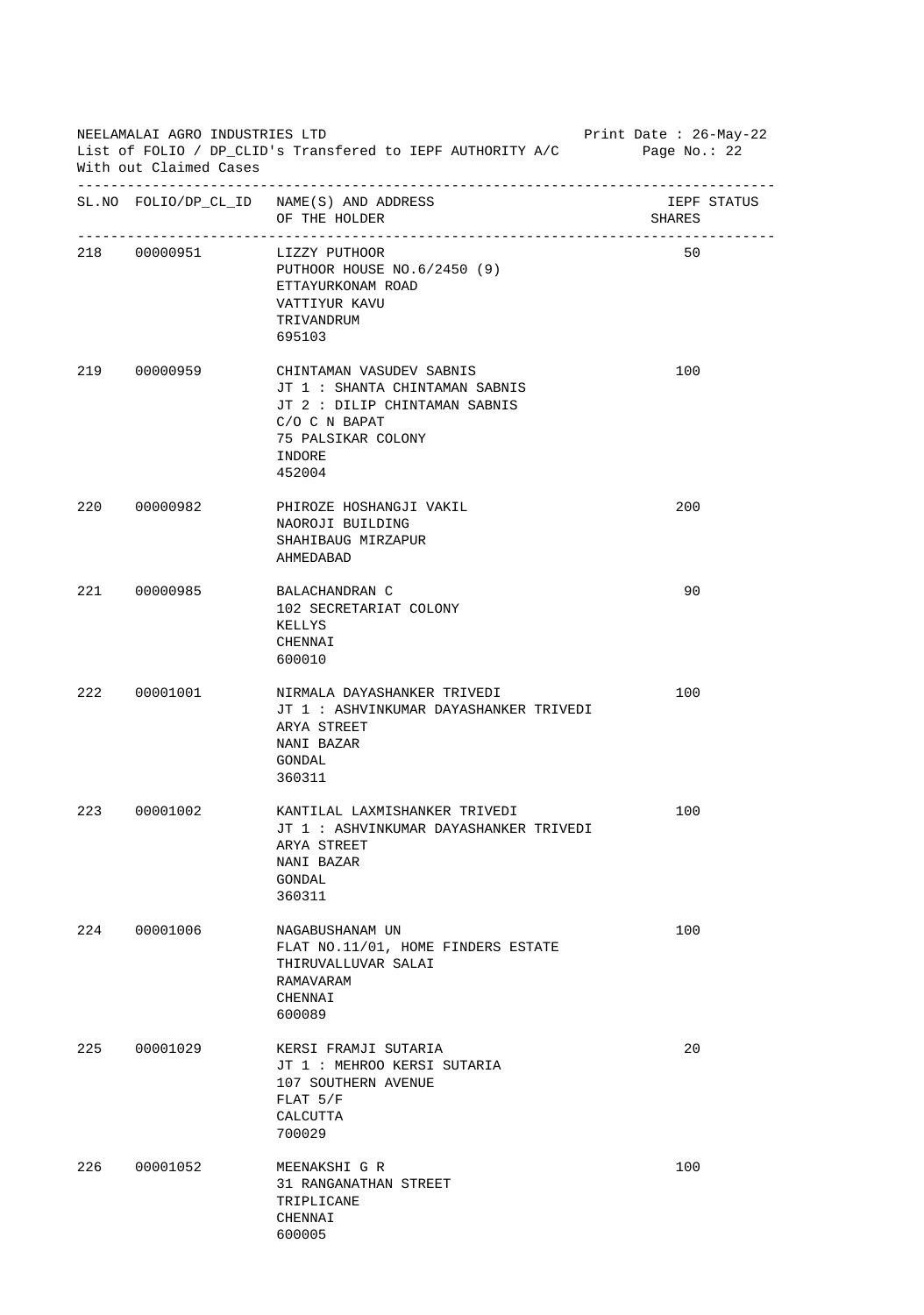NEELAMALAI AGRO INDUSTRIES LTD
List of FOLIO / DP_CLID's Transfered to IEPF AUTHORITY A/C
With out Claimed Cases

Print Date : 26-May-22

| SL.NO | FOLIO/DP_CL_ID | NAME(S) AND ADDRESS OF THE HOLDER | IEPF SHARES | STATUS |
|---|---|---|---|---|
| 218 | 00000951 | LIZZY PUTHOOR<br>PUTHOOR HOUSE NO.6/2450 (9)<br>ETTAYURKONAM ROAD<br>VATTIYUR KAVU<br>TRIVANDRUM<br>695103 | 50 | |
| 219 | 00000959 | CHINTAMAN VASUDEV SABNIS<br>JT 1 : SHANTA CHINTAMAN SABNIS<br>JT 2 : DILIP CHINTAMAN SABNIS<br>C/O C N BAPAT<br>75 PALSIKAR COLONY<br>INDORE<br>452004 | 100 | |
| 220 | 00000982 | PHIROZE HOSHANGJI VAKIL<br>NAOROJI BUILDING<br>SHAHIBAUG MIRZAPUR<br>AHMEDABAD | 200 | |
| 221 | 00000985 | BALACHANDRAN C<br>102 SECRETARIAT COLONY<br>KELLYS<br>CHENNAI<br>600010 | 90 | |
| 222 | 00001001 | NIRMALA DAYASHANKER TRIVEDI<br>JT 1 : ASHVINKUMAR DAYASHANKER TRIVEDI<br>ARYA STREET<br>NANI BAZAR<br>GONDAL<br>360311 | 100 | |
| 223 | 00001002 | KANTILAL LAXMISHANKER TRIVEDI<br>JT 1 : ASHVINKUMAR DAYASHANKER TRIVEDI<br>ARYA STREET<br>NANI BAZAR<br>GONDAL<br>360311 | 100 | |
| 224 | 00001006 | NAGABUSHANAM UN<br>FLAT NO.11/01, HOME FINDERS ESTATE<br>THIRUVALLUVAR SALAI<br>RAMAVARAM<br>CHENNAI<br>600089 | 100 | |
| 225 | 00001029 | KERSI FRAMJI SUTARIA<br>JT 1 : MEHROO KERSI SUTARIA<br>107 SOUTHERN AVENUE<br>FLAT 5/F<br>CALCUTTA<br>700029 | 20 | |
| 226 | 00001052 | MEENAKSHI G R<br>31 RANGANATHAN STREET<br>TRIPLICANE<br>CHENNAI<br>600005 | 100 | |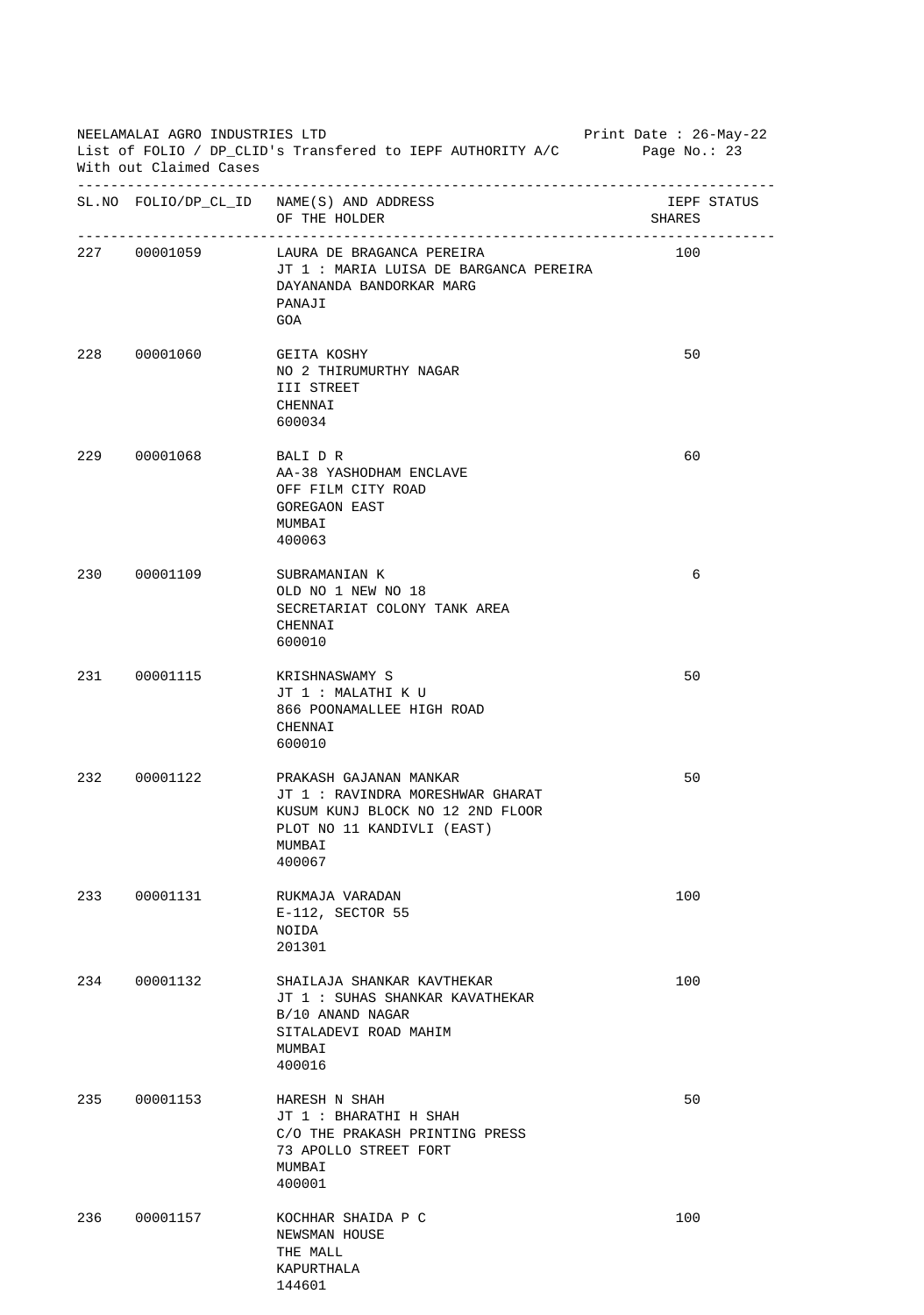NEELAMALAI AGRO INDUSTRIES LTD
List of FOLIO / DP_CLID's Transfered to IEPF AUTHORITY A/C
With out Claimed Cases

Print Date : 26-May-22

| SL.NO | FOLIO/DP_CL_ID | NAME(S) AND ADDRESS OF THE HOLDER | IEPF STATUS SHARES |
|---|---|---|---|
| 227 | 00001059 | LAURA DE BRAGANCA PEREIRA<br>JT 1 : MARIA LUISA DE BARGANCA PEREIRA<br>DAYANANDA BANDORKAR MARG<br>PANAJI<br>GOA | 100 |
| 228 | 00001060 | GEITA KOSHY<br>NO 2 THIRUMURTHY NAGAR<br>III STREET<br>CHENNAI<br>600034 | 50 |
| 229 | 00001068 | BALI D R<br>AA-38 YASHODHAM ENCLAVE<br>OFF FILM CITY ROAD<br>GOREGAON EAST<br>MUMBAI<br>400063 | 60 |
| 230 | 00001109 | SUBRAMANIAN K<br>OLD NO 1 NEW NO 18<br>SECRETARIAT COLONY TANK AREA<br>CHENNAI<br>600010 | 6 |
| 231 | 00001115 | KRISHNASWAMY S<br>JT 1 : MALATHI K U<br>866 POONAMALLEE HIGH ROAD<br>CHENNAI<br>600010 | 50 |
| 232 | 00001122 | PRAKASH GAJANAN MANKAR<br>JT 1 : RAVINDRA MORESHWAR GHARAT<br>KUSUM KUNJ BLOCK NO 12 2ND FLOOR<br>PLOT NO 11 KANDIVLI (EAST)<br>MUMBAI<br>400067 | 50 |
| 233 | 00001131 | RUKMAJA VARADAN<br>E-112, SECTOR 55<br>NOIDA<br>201301 | 100 |
| 234 | 00001132 | SHAILAJA SHANKAR KAVTHEKAR<br>JT 1 : SUHAS SHANKAR KAVATHEKAR<br>B/10 ANAND NAGAR<br>SITALADEVI ROAD MAHIM<br>MUMBAI<br>400016 | 100 |
| 235 | 00001153 | HARESH N SHAH<br>JT 1 : BHARATHI H SHAH<br>C/O THE PRAKASH PRINTING PRESS<br>73 APOLLO STREET FORT<br>MUMBAI<br>400001 | 50 |
| 236 | 00001157 | KOCHHAR SHAIDA P C<br>NEWSMAN HOUSE<br>THE MALL<br>KAPURTHALA<br>144601 | 100 |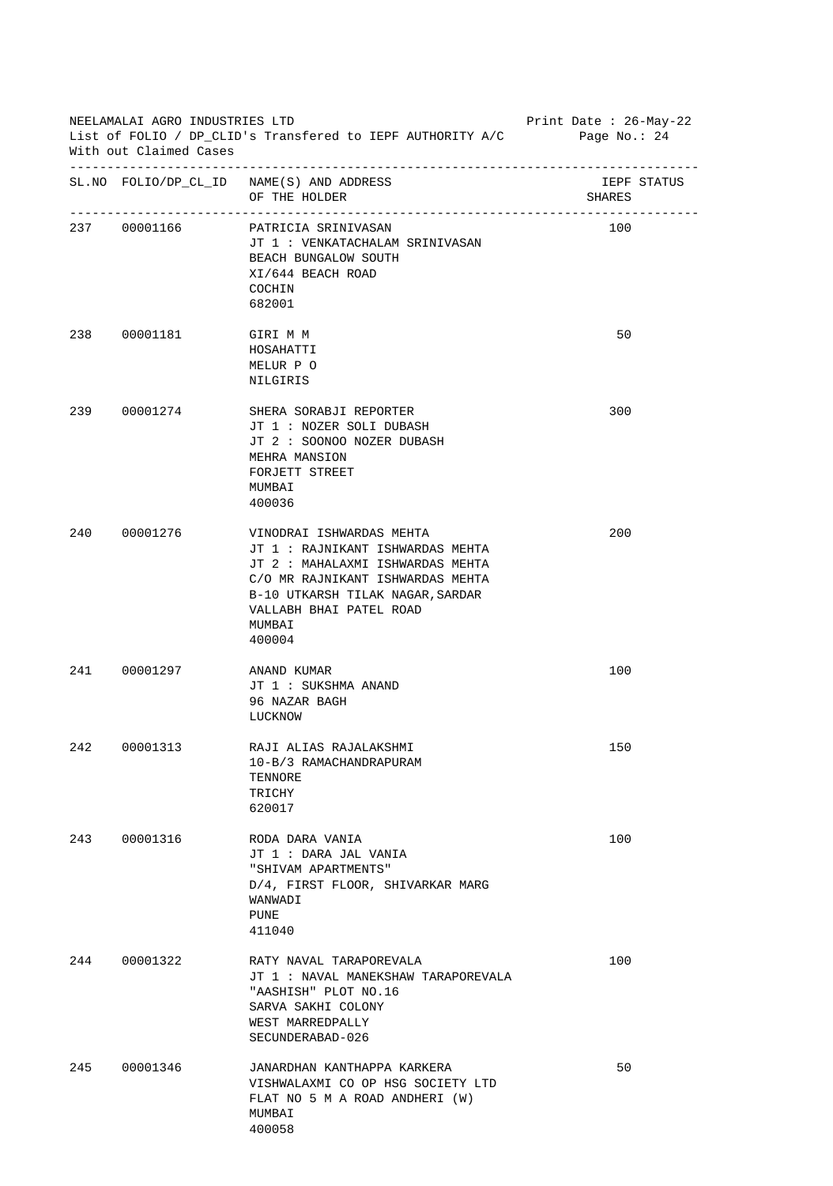NEELAMALAI AGRO INDUSTRIES LTD

List of FOLIO / DP_CLID's Transfered to IEPF AUTHORITY A/C

With out Claimed Cases

Print Date : 26-May-22

| SL.NO | FOLIO/DP_CL_ID | NAME(S) AND ADDRESS OF THE HOLDER | IEPF STATUS SHARES |
|---|---|---|---|
| 237 | 00001166 | PATRICIA SRINIVASAN<br>JT 1 : VENKATACHALAM SRINIVASAN<br>BEACH BUNGALOW SOUTH<br>XI/644 BEACH ROAD<br>COCHIN<br>682001 | 100 |
| 238 | 00001181 | GIRI M M<br>HOSAHATTI<br>MELUR P O<br>NILGIRIS | 50 |
| 239 | 00001274 | SHERA SORABJI REPORTER<br>JT 1 : NOZER SOLI DUBASH<br>JT 2 : SOONOO NOZER DUBASH<br>MEHRA MANSION<br>FORJETT STREET<br>MUMBAI<br>400036 | 300 |
| 240 | 00001276 | VINODRAI ISHWARDAS MEHTA<br>JT 1 : RAJNIKANT ISHWARDAS MEHTA<br>JT 2 : MAHALAXMI ISHWARDAS MEHTA<br>C/O MR RAJNIKANT ISHWARDAS MEHTA<br>B-10 UTKARSH TILAK NAGAR,SARDAR<br>VALLABH BHAI PATEL ROAD<br>MUMBAI<br>400004 | 200 |
| 241 | 00001297 | ANAND KUMAR<br>JT 1 : SUKSHMA ANAND<br>96 NAZAR BAGH<br>LUCKNOW | 100 |
| 242 | 00001313 | RAJI ALIAS RAJALAKSHMI<br>10-B/3 RAMACHANDRAPURAM<br>TENNORE<br>TRICHY<br>620017 | 150 |
| 243 | 00001316 | RODA DARA VANIA<br>JT 1 : DARA JAL VANIA<br>"SHIVAM APARTMENTS"<br>D/4, FIRST FLOOR, SHIVARKAR MARG<br>WANWADI<br>PUNE<br>411040 | 100 |
| 244 | 00001322 | RATY NAVAL TARAPOREVALA<br>JT 1 : NAVAL MANEKSHAW TARAPOREVALA<br>"AASHISH" PLOT NO.16<br>SARVA SAKHI COLONY<br>WEST MARREDPALLY<br>SECUNDERABAD-026 | 100 |
| 245 | 00001346 | JANARDHAN KANTHAPPA KARKERA<br>VISHWALAXMI CO OP HSG SOCIETY LTD<br>FLAT NO 5 M A ROAD ANDHERI (W)<br>MUMBAI<br>400058 | 50 |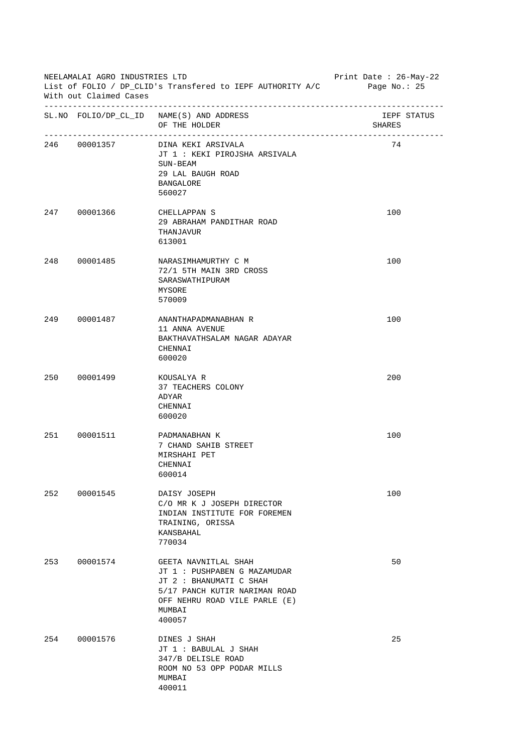NEELAMALAI AGRO INDUSTRIES LTD
List of FOLIO / DP_CLID's Transfered to IEPF AUTHORITY A/C
With out Claimed Cases

Print Date : 26-May-22

| SL.NO | FOLIO/DP_CL_ID | NAME(S) AND ADDRESS OF THE HOLDER | IEPF STATUS SHARES |
|---|---|---|---|
| 246 | 00001357 | DINA KEKI ARSIVALA<br>JT 1 : KEKI PIROJSHA ARSIVALA<br>SUN-BEAM<br>29 LAL BAUGH ROAD<br>BANGALORE<br>560027 | 74 |
| 247 | 00001366 | CHELLAPPAN S<br>29 ABRAHAM PANDITHAR ROAD<br>THANJAVUR<br>613001 | 100 |
| 248 | 00001485 | NARASIMHAMURTHY C M<br>72/1 5TH MAIN 3RD CROSS<br>SARASWATHIPURAM<br>MYSORE<br>570009 | 100 |
| 249 | 00001487 | ANANTHAPADMANABHAN R<br>11 ANNA AVENUE<br>BAKTHAVATHSALAM NAGAR ADAYAR<br>CHENNAI<br>600020 | 100 |
| 250 | 00001499 | KOUSALYA R<br>37 TEACHERS COLONY<br>ADYAR<br>CHENNAI<br>600020 | 200 |
| 251 | 00001511 | PADMANABHAN K<br>7 CHAND SAHIB STREET<br>MIRSHAHI PET<br>CHENNAI<br>600014 | 100 |
| 252 | 00001545 | DAISY JOSEPH<br>C/O MR K J JOSEPH DIRECTOR<br>INDIAN INSTITUTE FOR FOREMEN<br>TRAINING, ORISSA<br>KANSBAHAL<br>770034 | 100 |
| 253 | 00001574 | GEETA NAVNITLAL SHAH<br>JT 1 : PUSHPABEN G MAZAMUDAR<br>JT 2 : BHANUMATI C SHAH<br>5/17 PANCH KUTIR NARIMAN ROAD<br>OFF NEHRU ROAD VILE PARLE (E)<br>MUMBAI<br>400057 | 50 |
| 254 | 00001576 | DINES J SHAH<br>JT 1 : BABULAL J SHAH<br>347/B DELISLE ROAD<br>ROOM NO 53 OPP PODAR MILLS<br>MUMBAI<br>400011 | 25 |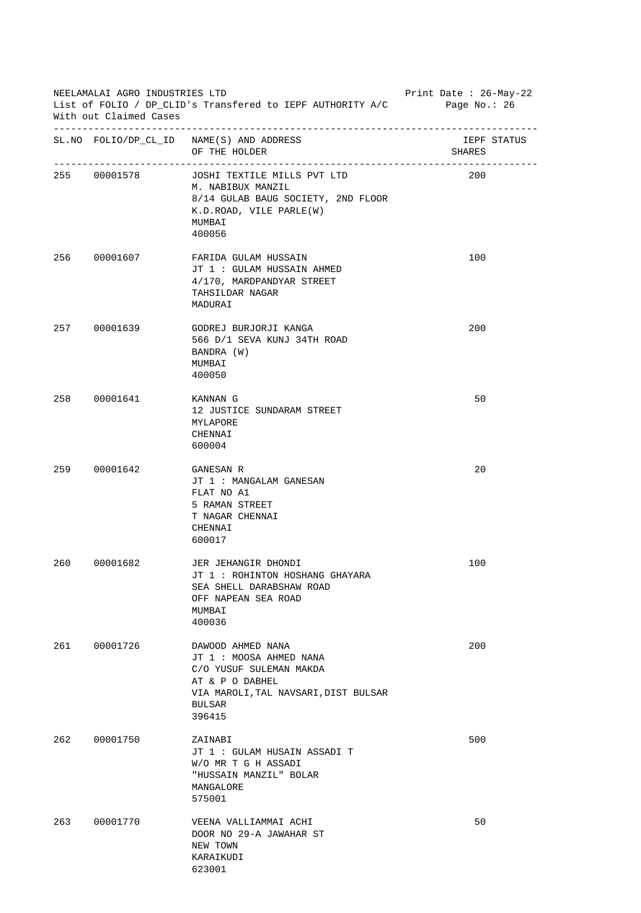NEELAMALAI AGRO INDUSTRIES LTD
List of FOLIO / DP_CLID's Transfered to IEPF AUTHORITY A/C
With out Claimed Cases

Print Date : 26-May-22

| SL.NO | FOLIO/DP_CL_ID | NAME(S) AND ADDRESS OF THE HOLDER | IEPF STATUS SHARES |
|---|---|---|---|
| 255 | 00001578 | JOSHI TEXTILE MILLS PVT LTD<br>M. NABIBUX MANZIL<br>8/14 GULAB BAUG SOCIETY, 2ND FLOOR<br>K.D.ROAD, VILE PARLE(W)<br>MUMBAI<br>400056 | 200 |
| 256 | 00001607 | FARIDA GULAM HUSSAIN<br>JT 1 : GULAM HUSSAIN AHMED<br>4/170, MARDPANDYAR STREET<br>TAHSILDAR NAGAR<br>MADURAI | 100 |
| 257 | 00001639 | GODREJ BURJORJI KANGA<br>566 D/1 SEVA KUNJ 34TH ROAD<br>BANDRA (W)<br>MUMBAI<br>400050 | 200 |
| 258 | 00001641 | KANNAN G<br>12 JUSTICE SUNDARAM STREET<br>MYLAPORE<br>CHENNAI<br>600004 | 50 |
| 259 | 00001642 | GANESAN R<br>JT 1 : MANGALAM GANESAN<br>FLAT NO A1<br>5 RAMAN STREET<br>T NAGAR CHENNAI<br>CHENNAI<br>600017 | 20 |
| 260 | 00001682 | JER JEHANGIR DHONDI<br>JT 1 : ROHINTON HOSHANG GHAYARA<br>SEA SHELL DARABSHAW ROAD<br>OFF NAPEAN SEA ROAD<br>MUMBAI<br>400036 | 100 |
| 261 | 00001726 | DAWOOD AHMED NANA<br>JT 1 : MOOSA AHMED NANA<br>C/O YUSUF SULEMAN MAKDA<br>AT & P O DABHEL<br>VIA MAROLI,TAL NAVSARI,DIST BULSAR<br>BULSAR<br>396415 | 200 |
| 262 | 00001750 | ZAINABI<br>JT 1 : GULAM HUSAIN ASSADI T<br>W/O MR T G H ASSADI<br>"HUSSAIN MANZIL" BOLAR<br>MANGALORE<br>575001 | 500 |
| 263 | 00001770 | VEENA VALLIAMMAI ACHI<br>DOOR NO 29-A JAWAHAR ST<br>NEW TOWN<br>KARAIKUDI<br>623001 | 50 |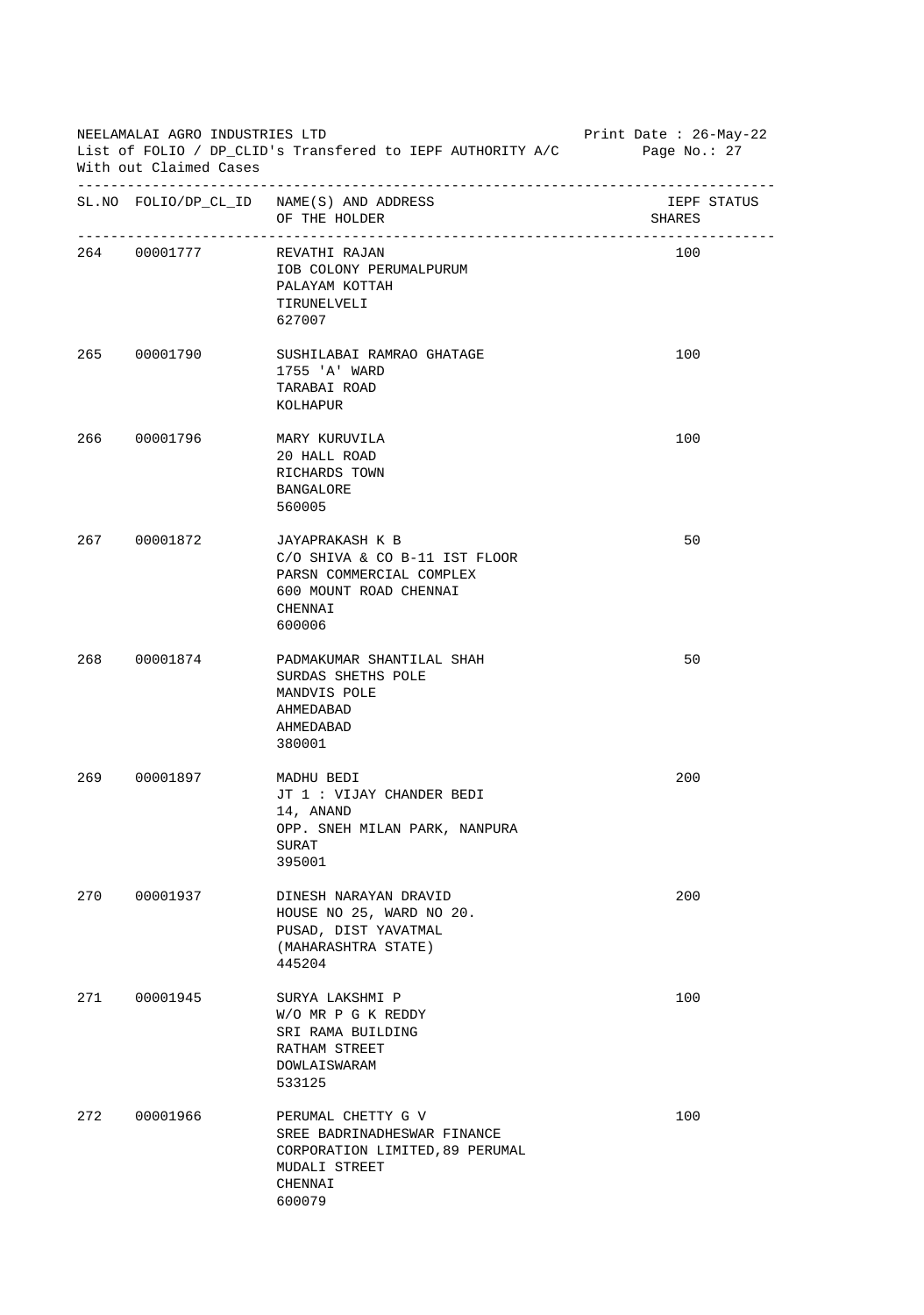NEELAMALAI AGRO INDUSTRIES LTD

List of FOLIO / DP_CLID's Transfered to IEPF AUTHORITY A/C

With out Claimed Cases

Print Date : 26-May-22

| SL.NO | FOLIO/DP_CL_ID | NAME(S) AND ADDRESS OF THE HOLDER | IEPF STATUS SHARES |
|---|---|---|---|
| 264 | 00001777 | REVATHI RAJAN<br>IOB COLONY PERUMALPURUM<br>PALAYAM KOTTAH<br>TIRUNELVELI<br>627007 | 100 |
| 265 | 00001790 | SUSHILABAI RAMRAO GHATAGE<br>1755 'A' WARD<br>TARABAI ROAD<br>KOLHAPUR | 100 |
| 266 | 00001796 | MARY KURUVILA<br>20 HALL ROAD<br>RICHARDS TOWN<br>BANGALORE<br>560005 | 100 |
| 267 | 00001872 | JAYAPRAKASH K B<br>C/O SHIVA & CO B-11 IST FLOOR<br>PARSN COMMERCIAL COMPLEX<br>600 MOUNT ROAD CHENNAI<br>CHENNAI<br>600006 | 50 |
| 268 | 00001874 | PADMAKUMAR SHANTILAL SHAH<br>SURDAS SHETHS POLE<br>MANDVIS POLE<br>AHMEDABAD<br>AHMEDABAD<br>380001 | 50 |
| 269 | 00001897 | MADHU BEDI<br>JT 1 : VIJAY CHANDER BEDI<br>14, ANAND<br>OPP. SNEH MILAN PARK, NANPURA<br>SURAT<br>395001 | 200 |
| 270 | 00001937 | DINESH NARAYAN DRAVID<br>HOUSE NO 25, WARD NO 20.<br>PUSAD, DIST YAVATMAL<br>(MAHARASHTRA STATE)<br>445204 | 200 |
| 271 | 00001945 | SURYA LAKSHMI P<br>W/O MR P G K REDDY<br>SRI RAMA BUILDING<br>RATHAM STREET<br>DOWLAISWARAM<br>533125 | 100 |
| 272 | 00001966 | PERUMAL CHETTY G V<br>SREE BADRINADHESWAR FINANCE<br>CORPORATION LIMITED,89 PERUMAL<br>MUDALI STREET<br>CHENNAI<br>600079 | 100 |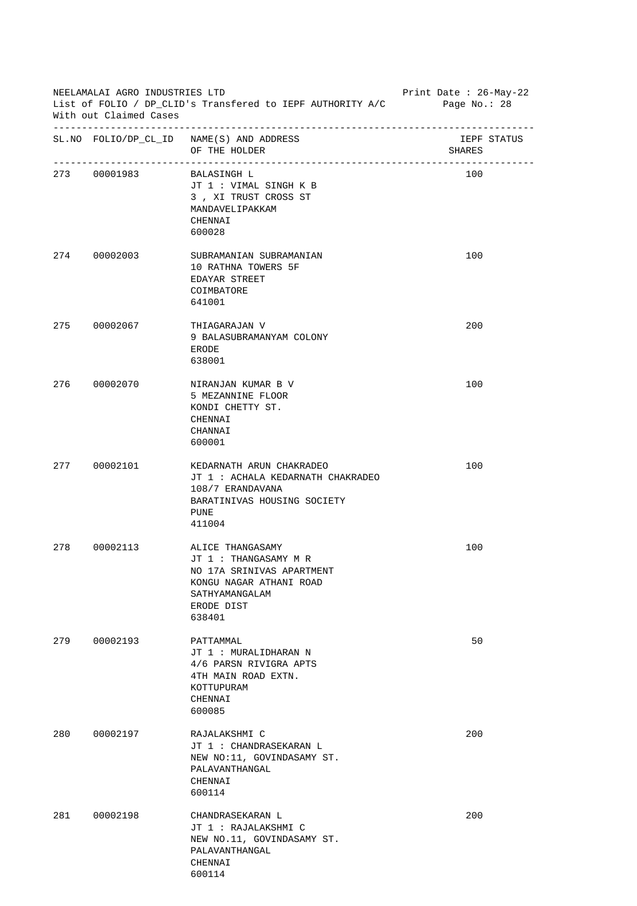NEELAMALAI AGRO INDUSTRIES LTD
List of FOLIO / DP_CLID's Transfered to IEPF AUTHORITY A/C
With out Claimed Cases

Print Date : 26-May-22

| SL.NO | FOLIO/DP_CL_ID | NAME(S) AND ADDRESS OF THE HOLDER | IEPF STATUS SHARES |
|---|---|---|---|
| 273 | 00001983 | BALASINGH L<br>JT 1 : VIMAL SINGH K B<br>3 , XI TRUST CROSS ST<br>MANDAVELIPAKKAM<br>CHENNAI<br>600028 | 100 |
| 274 | 00002003 | SUBRAMANIAN SUBRAMANIAN<br>10 RATHNA TOWERS 5F<br>EDAYAR STREET<br>COIMBATORE<br>641001 | 100 |
| 275 | 00002067 | THIAGARAJAN V<br>9 BALASUBRAMANYAM COLONY<br>ERODE<br>638001 | 200 |
| 276 | 00002070 | NIRANJAN KUMAR B V<br>5 MEZANNINE FLOOR<br>KONDI CHETTY ST.<br>CHENNAI<br>CHANNAI<br>600001 | 100 |
| 277 | 00002101 | KEDARNATH ARUN CHAKRADEO<br>JT 1 : ACHALA KEDARNATH CHAKRADEO<br>108/7 ERANDAVANA<br>BARATINIVAS HOUSING SOCIETY<br>PUNE<br>411004 | 100 |
| 278 | 00002113 | ALICE THANGASAMY<br>JT 1 : THANGASAMY M R<br>NO 17A SRINIVAS APARTMENT<br>KONGU NAGAR ATHANI ROAD<br>SATHYAMANGALAM<br>ERODE DIST<br>638401 | 100 |
| 279 | 00002193 | PATTAMMAL<br>JT 1 : MURALIDHARAN N<br>4/6 PARSN RIVIGRA APTS<br>4TH MAIN ROAD EXTN.<br>KOTTUPURAM<br>CHENNAI<br>600085 | 50 |
| 280 | 00002197 | RAJALAKSHMI C<br>JT 1 : CHANDRASEKARAN L<br>NEW NO:11, GOVINDASAMY ST.<br>PALAVANTHANGAL<br>CHENNAI<br>600114 | 200 |
| 281 | 00002198 | CHANDRASEKARAN L<br>JT 1 : RAJALAKSHMI C<br>NEW NO.11, GOVINDASAMY ST.<br>PALAVANTHANGAL<br>CHENNAI<br>600114 | 200 |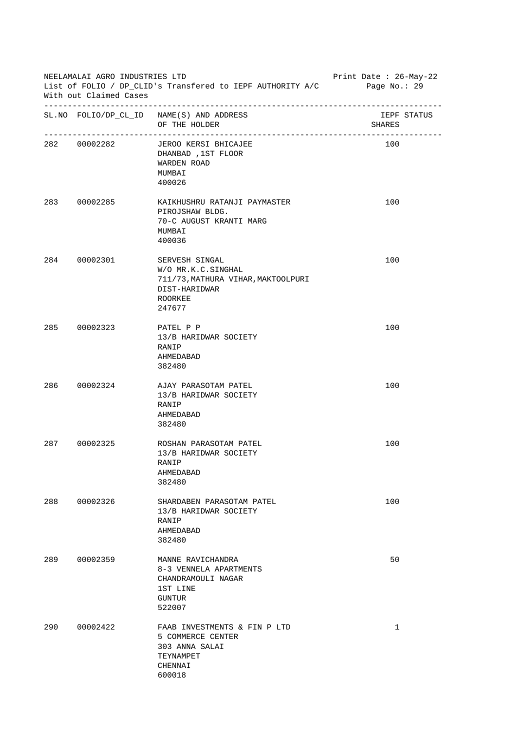NEELAMALAI AGRO INDUSTRIES LTD  
List of FOLIO / DP_CLID's Transfered to IEPF AUTHORITY A/C  
With out Claimed Cases  
Print Date : 26-May-22

| SL.NO | FOLIO/DP_CL_ID | NAME(S) AND ADDRESS OF THE HOLDER | IEPF STATUS SHARES |
|---|---|---|---|
| 282 | 00002282 | JEROO KERSI BHICAJEE<br>DHANBAD ,1ST FLOOR<br>WARDEN ROAD<br>MUMBAI<br>400026 | 100 |
| 283 | 00002285 | KAIKHUSHRU RATANJI PAYMASTER<br>PIROJSHAW BLDG.<br>70-C AUGUST KRANTI MARG<br>MUMBAI<br>400036 | 100 |
| 284 | 00002301 | SERVESH SINGAL<br>W/O MR.K.C.SINGHAL<br>711/73,MATHURA VIHAR,MAKTOOLPURI<br>DIST-HARIDWAR<br>ROORKEE<br>247677 | 100 |
| 285 | 00002323 | PATEL P P<br>13/B HARIDWAR SOCIETY<br>RANIP<br>AHMEDABAD<br>382480 | 100 |
| 286 | 00002324 | AJAY PARASOTAM PATEL<br>13/B HARIDWAR SOCIETY<br>RANIP<br>AHMEDABAD<br>382480 | 100 |
| 287 | 00002325 | ROSHAN PARASOTAM PATEL<br>13/B HARIDWAR SOCIETY<br>RANIP<br>AHMEDABAD<br>382480 | 100 |
| 288 | 00002326 | SHARDABEN PARASOTAM PATEL<br>13/B HARIDWAR SOCIETY<br>RANIP<br>AHMEDABAD<br>382480 | 100 |
| 289 | 00002359 | MANNE RAVICHANDRA<br>8-3 VENNELA APARTMENTS<br>CHANDRAMOULI NAGAR<br>1ST LINE<br>GUNTUR<br>522007 | 50 |
| 290 | 00002422 | FAAB INVESTMENTS & FIN P LTD<br>5 COMMERCE CENTER<br>303 ANNA SALAI<br>TEYNAMPET<br>CHENNAI<br>600018 | 1 |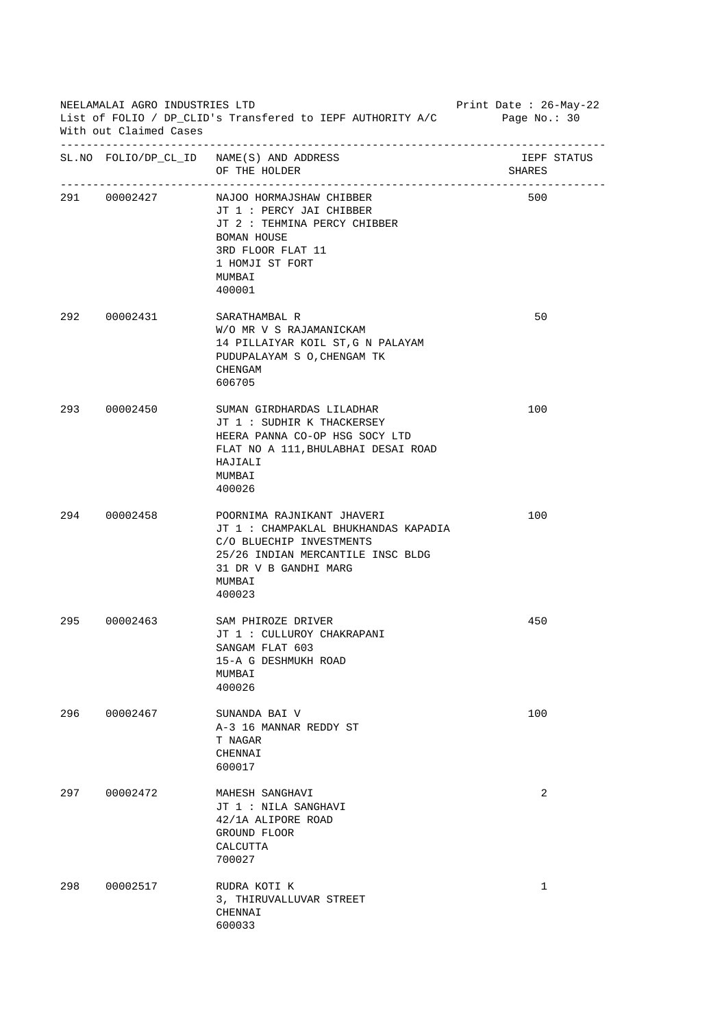NEELAMALAI AGRO INDUSTRIES LTD
List of FOLIO / DP_CLID's Transfered to IEPF AUTHORITY A/C
With out Claimed Cases

Print Date : 26-May-22

| SL.NO | FOLIO/DP_CL_ID | NAME(S) AND ADDRESS OF THE HOLDER | IEPF STATUS SHARES |
|---|---|---|---|
| 291 | 00002427 | NAJOO HORMAJSHAW CHIBBER<br>JT 1 : PERCY JAI CHIBBER<br>JT 2 : TEHMINA PERCY CHIBBER<br>BOMAN HOUSE<br>3RD FLOOR FLAT 11<br>1 HOMJI ST FORT<br>MUMBAI<br>400001 | 500 |
| 292 | 00002431 | SARATHAMBAL R<br>W/O MR V S RAJAMANICKAM<br>14 PILLAIYAR KOIL ST,G N PALAYAM<br>PUDUPALAYAM S O,CHENGAM TK<br>CHENGAM<br>606705 | 50 |
| 293 | 00002450 | SUMAN GIRDHARDAS LILADHAR<br>JT 1 : SUDHIR K THACKERSEY<br>HEERA PANNA CO-OP HSG SOCY LTD<br>FLAT NO A 111,BHULABHAI DESAI ROAD<br>HAJIALI<br>MUMBAI<br>400026 | 100 |
| 294 | 00002458 | POORNIMA RAJNIKANT JHAVERI<br>JT 1 : CHAMPAKLAL BHUKHANDAS KAPADIA<br>C/O BLUECHIP INVESTMENTS<br>25/26 INDIAN MERCANTILE INSC BLDG<br>31 DR V B GANDHI MARG<br>MUMBAI<br>400023 | 100 |
| 295 | 00002463 | SAM PHIROZE DRIVER<br>JT 1 : CULLUROY CHAKRAPANI<br>SANGAM FLAT 603<br>15-A G DESHMUKH ROAD<br>MUMBAI<br>400026 | 450 |
| 296 | 00002467 | SUNANDA BAI V<br>A-3 16 MANNAR REDDY ST<br>T NAGAR<br>CHENNAI<br>600017 | 100 |
| 297 | 00002472 | MAHESH SANGHAVI<br>JT 1 : NILA SANGHAVI<br>42/1A ALIPORE ROAD<br>GROUND FLOOR<br>CALCUTTA<br>700027 | 2 |
| 298 | 00002517 | RUDRA KOTI K<br>3, THIRUVALLUVAR STREET<br>CHENNAI<br>600033 | 1 |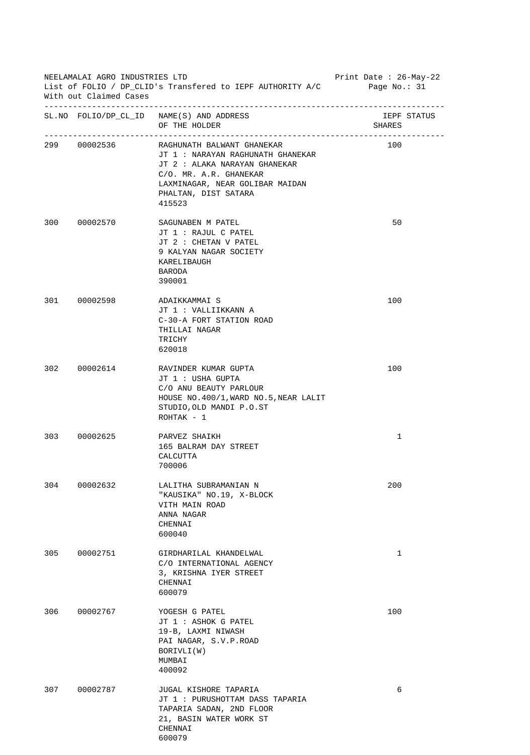NEELAMALAI AGRO INDUSTRIES LTD
List of FOLIO / DP_CLID's Transfered to IEPF AUTHORITY A/C
With out Claimed Cases

Print Date : 26-May-22

| SL.NO | FOLIO/DP_CL_ID | NAME(S) AND ADDRESS OF THE HOLDER | IEPF STATUS SHARES |
|---|---|---|---|
| 299 | 00002536 | RAGHUNATH BALWANT GHANEKAR<br>JT 1 : NARAYAN RAGHUNATH GHANEKAR<br>JT 2 : ALAKA NARAYAN GHANEKAR<br>C/O. MR. A.R. GHANEKAR<br>LAXMINAGAR, NEAR GOLIBAR MAIDAN<br>PHALTAN, DIST SATARA<br>415523 | 100 |
| 300 | 00002570 | SAGUNABEN M PATEL<br>JT 1 : RAJUL C PATEL<br>JT 2 : CHETAN V PATEL<br>9 KALYAN NAGAR SOCIETY<br>KARELIBAUGH<br>BARODA<br>390001 | 50 |
| 301 | 00002598 | ADAIKKAMMAI S<br>JT 1 : VALLIIKKANN A<br>C-30-A FORT STATION ROAD<br>THILLAI NAGAR<br>TRICHY<br>620018 | 100 |
| 302 | 00002614 | RAVINDER KUMAR GUPTA<br>JT 1 : USHA GUPTA<br>C/O ANU BEAUTY PARLOUR<br>HOUSE NO.400/1,WARD NO.5,NEAR LALIT<br>STUDIO,OLD MANDI P.O.ST<br>ROHTAK - 1 | 100 |
| 303 | 00002625 | PARVEZ SHAIKH<br>165 BALRAM DAY STREET<br>CALCUTTA<br>700006 | 1 |
| 304 | 00002632 | LALITHA SUBRAMANIAN N<br>"KAUSIKA" NO.19, X-BLOCK<br>VITH MAIN ROAD<br>ANNA NAGAR<br>CHENNAI<br>600040 | 200 |
| 305 | 00002751 | GIRDHARILAL KHANDELWAL<br>C/O INTERNATIONAL AGENCY<br>3, KRISHNA IYER STREET<br>CHENNAI<br>600079 | 1 |
| 306 | 00002767 | YOGESH G PATEL<br>JT 1 : ASHOK G PATEL<br>19-B, LAXMI NIWASH<br>PAI NAGAR, S.V.P.ROAD<br>BORIVLI(W)<br>MUMBAI<br>400092 | 100 |
| 307 | 00002787 | JUGAL KISHORE TAPARIA<br>JT 1 : PURUSHOTTAM DASS TAPARIA<br>TAPARIA SADAN, 2ND FLOOR<br>21, BASIN WATER WORK ST<br>CHENNAI<br>600079 | 6 |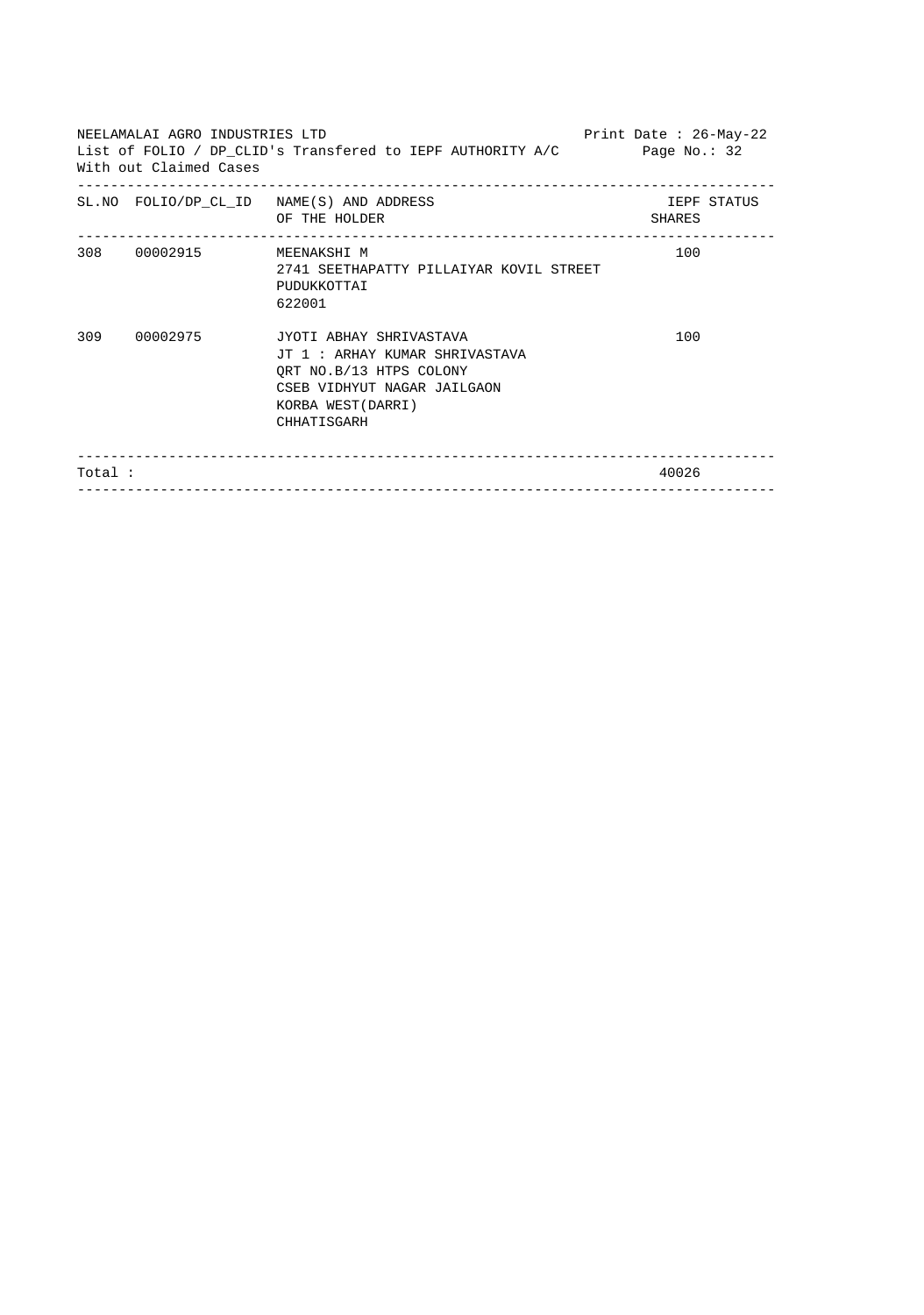NEELAMALAI AGRO INDUSTRIES LTD

List of FOLIO / DP_CLID's Transfered to IEPF AUTHORITY A/C

With out Claimed Cases

Print Date : 26-May-22

| SL.NO | FOLIO/DP_CL_ID | NAME(S) AND ADDRESS OF THE HOLDER | SHARES | IEPF STATUS |
|---|---|---|---|---|
| 308 | 00002915 | MEENAKSHI M<br>2741 SEETHAPATTY PILLAIYAR KOVIL STREET<br>PUDUKKOTTAI<br>622001 | 100 | |
| 309 | 00002975 | JYOTI ABHAY SHRIVASTAVA<br>JT 1 : ARHAY KUMAR SHRIVASTAVA<br>QRT NO.B/13 HTPS COLONY<br>CSEB VIDHYUT NAGAR JAILGAON<br>KORBA WEST(DARRI)<br>CHHATISGARH | 100 | |
| Total : | | | 40026 | |